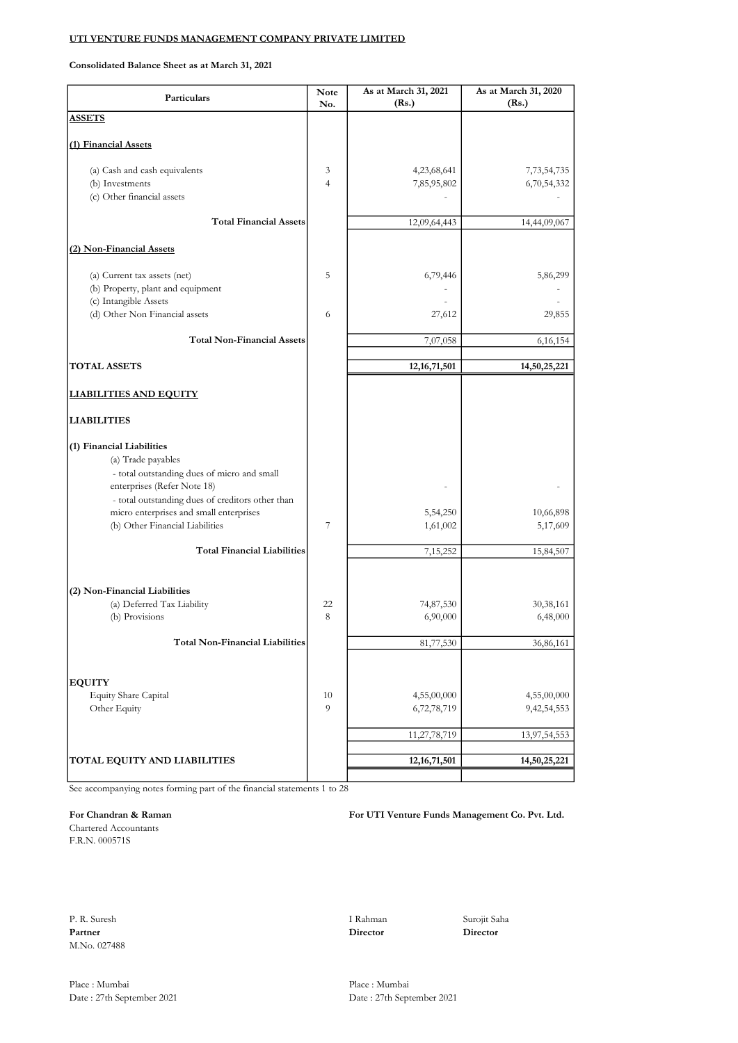**UTI VENTURE FUNDS MANAGEMENT COMPANY PRIVATE LIMITED**

**Consolidated Balance Sheet as at March 31, 2021**

| Particulars | Note No. | As at March 31, 2021 (Rs.) | As at March 31, 2020 (Rs.) |
|---|---|---|---|
| **ASSETS** | | | |
| **(1) Financial Assets** | | | |
| (a) Cash and cash equivalents | 3 | 4,23,68,641 | 7,73,54,735 |
| (b) Investments | 4 | 7,85,95,802 | 6,70,54,332 |
| (c) Other financial assets | | - | - |
| **Total Financial Assets** | | 12,09,64,443 | 14,44,09,067 |
| **(2) Non-Financial Assets** | | | |
| (a) Current tax assets (net) | 5 | 6,79,446 | 5,86,299 |
| (b) Property, plant and equipment | | - | - |
| (c) Intangible Assets | | - | - |
| (d) Other Non Financial assets | 6 | 27,612 | 29,855 |
| **Total Non-Financial Assets** | | 7,07,058 | 6,16,154 |
| **TOTAL ASSETS** | | **12,16,71,501** | **14,50,25,221** |
| **LIABILITIES AND EQUITY** | | | |
| **LIABILITIES** | | | |
| **(1) Financial Liabilities** | | | |
| (a) Trade payables | | | |
| - total outstanding dues of micro and small enterprises (Refer Note 18) | | - | - |
| - total outstanding dues of creditors other than micro enterprises and small enterprises | | 5,54,250 | 10,66,898 |
| (b) Other Financial Liabilities | 7 | 1,61,002 | 5,17,609 |
| **Total Financial Liabilities** | | 7,15,252 | 15,84,507 |
| **(2) Non-Financial Liabilities** | | | |
| (a) Deferred Tax Liability | 22 | 74,87,530 | 30,38,161 |
| (b) Provisions | 8 | 6,90,000 | 6,48,000 |
| **Total Non-Financial Liabilities** | | 81,77,530 | 36,86,161 |
| **EQUITY** | | | |
| Equity Share Capital | 10 | 4,55,00,000 | 4,55,00,000 |
| Other Equity | 9 | 6,72,78,719 | 9,42,54,553 |
| | | 11,27,78,719 | 13,97,54,553 |
| **TOTAL EQUITY AND LIABILITIES** | | **12,16,71,501** | **14,50,25,221** |

See accompanying notes forming part of the financial statements 1 to 28

**For Chandran & Raman**
Chartered Accountants
F.R.N. 000571S

P. R. Suresh
**Partner**
M.No. 027488

Place : Mumbai
Date : 27th September 2021

**For UTI Venture Funds Management Co. Pvt. Ltd.**

I Rahman
**Director**

Surojit Saha
**Director**

Place : Mumbai
Date : 27th September 2021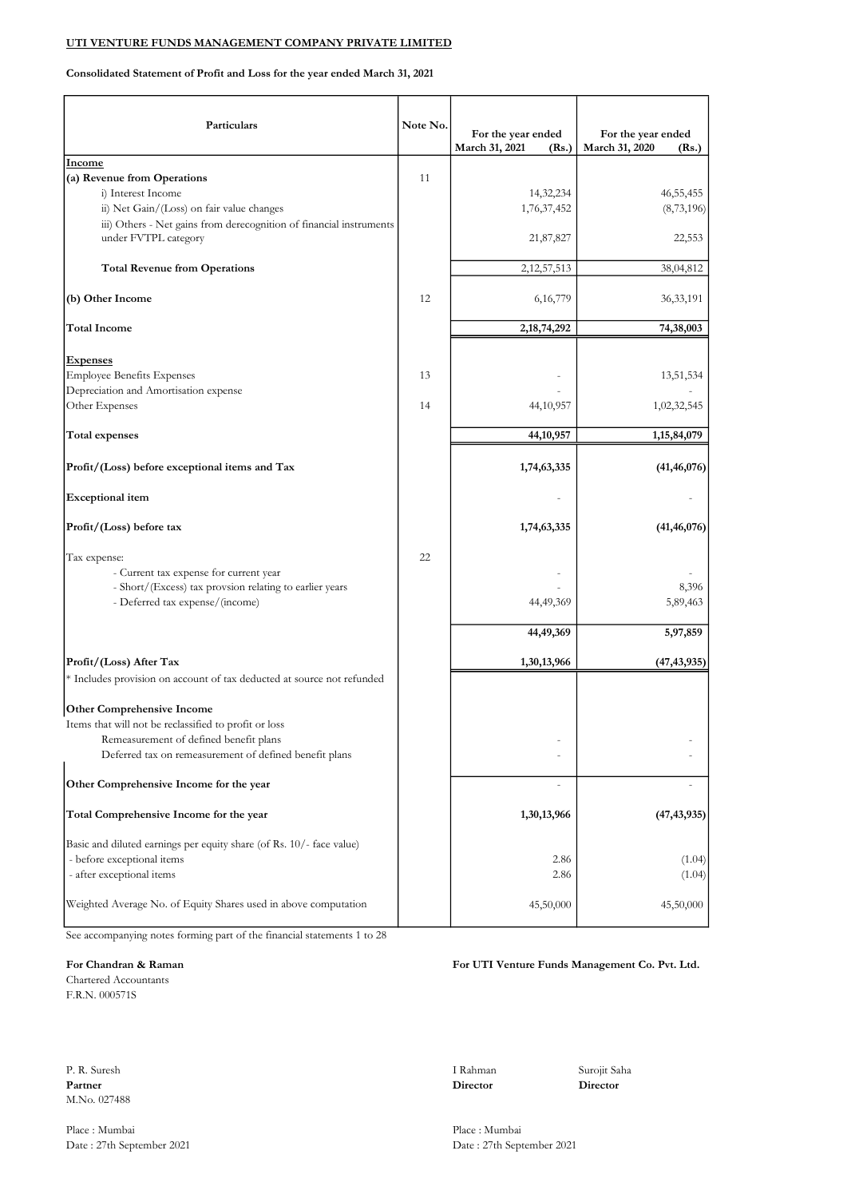**UTI VENTURE FUNDS MANAGEMENT COMPANY PRIVATE LIMITED**

**Consolidated Statement of Profit and Loss for the year ended March 31, 2021**

| Particulars | Note No. | For the year ended March 31, 2021 (Rs.) | For the year ended March 31, 2020 (Rs.) |
|---|---|---|---|
| **Income** | | | |
| **(a) Revenue from Operations** | 11 | | |
| i) Interest Income | | 14,32,234 | 46,55,455 |
| ii) Net Gain/(Loss) on fair value changes | | 1,76,37,452 | (8,73,196) |
| iii) Others - Net gains from derecognition of financial instruments under FVTPL category | | 21,87,827 | 22,553 |
| **Total Revenue from Operations** | | 2,12,57,513 | 38,04,812 |
| **(b) Other Income** | 12 | 6,16,779 | 36,33,191 |
| **Total Income** | | **2,18,74,292** | **74,38,003** |
| **Expenses** | | | |
| Employee Benefits Expenses | 13 | - | 13,51,534 |
| Depreciation and Amortisation expense | | - | - |
| Other Expenses | 14 | 44,10,957 | 1,02,32,545 |
| **Total expenses** | | **44,10,957** | **1,15,84,079** |
| **Profit/(Loss) before exceptional items and Tax** | | **1,74,63,335** | **(41,46,076)** |
| **Exceptional item** | | - | - |
| **Profit/(Loss) before tax** | | **1,74,63,335** | **(41,46,076)** |
| Tax expense: | 22 | | |
| - Current tax expense for current year | | - | - |
| - Short/(Excess) tax provsion relating to earlier years | | - | 8,396 |
| - Deferred tax expense/(income) | | 44,49,369 | 5,89,463 |
| | | **44,49,369** | **5,97,859** |
| **Profit/(Loss) After Tax** | | **1,30,13,966** | **(47,43,935)** |
| * Includes provision on account of tax deducted at source not refunded | | | |
| **Other Comprehensive Income** | | | |
| Items that will not be reclassified to profit or loss | | | |
| Remeasurement of defined benefit plans | | - | - |
| Deferred tax on remeasurement of defined benefit plans | | - | - |
| **Other Comprehensive Income for the year** | | - | - |
| **Total Comprehensive Income for the year** | | **1,30,13,966** | **(47,43,935)** |
| Basic and diluted earnings per equity share (of Rs. 10/- face value) | | | |
| - before exceptional items | | 2.86 | (1.04) |
| - after exceptional items | | 2.86 | (1.04) |
| Weighted Average No. of Equity Shares used in above computation | | 45,50,000 | 45,50,000 |

See accompanying notes forming part of the financial statements 1 to 28

**For Chandran & Raman**
Chartered Accountants
F.R.N. 000571S

P. R. Suresh
**Partner**
M.No. 027488

Place : Mumbai
Date : 27th September 2021

**For UTI Venture Funds Management Co. Pvt. Ltd.**

I Rahman
**Director**

Surojit Saha
**Director**

Place : Mumbai
Date : 27th September 2021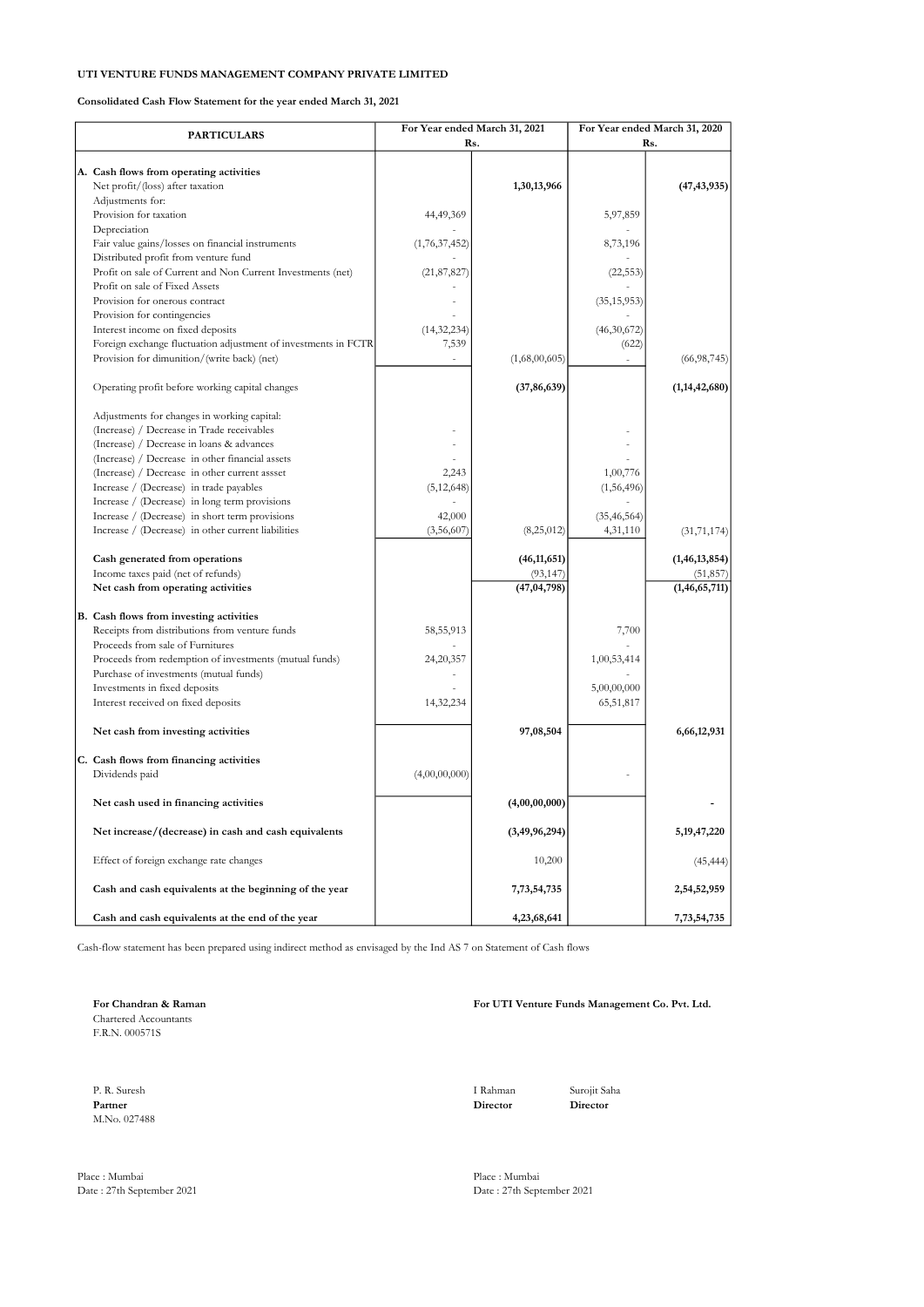**UTI VENTURE FUNDS MANAGEMENT COMPANY PRIVATE LIMITED**

**Consolidated Cash Flow Statement for the year ended March 31, 2021**

| PARTICULARS | For Year ended March 31, 2021 Rs. | | For Year ended March 31, 2020 Rs. | |
|---|---|---|---|---|
| **A. Cash flows from operating activities** | | | | |
| Net profit/(loss) after taxation | | **1,30,13,966** | | **(47,43,935)** |
| Adjustments for: | | | | |
| Provision for taxation | 44,49,369 | | 5,97,859 | |
| Depreciation | - | | - | |
| Fair value gains/losses on financial instruments | (1,76,37,452) | | 8,73,196 | |
| Distributed profit from venture fund | - | | - | |
| Profit on sale of Current and Non Current Investments (net) | (21,87,827) | | (22,553) | |
| Profit on sale of Fixed Assets | - | | - | |
| Provision for onerous contract | - | | (35,15,953) | |
| Provision for contingencies | - | | - | |
| Interest income on fixed deposits | (14,32,234) | | (46,30,672) | |
| Foreign exchange fluctuation adjustment of investments in FCTR | 7,539 | | (622) | |
| Provision for dimunition/(write back) (net) | - | (1,68,00,605) | - | (66,98,745) |
| Operating profit before working capital changes | | **(37,86,639)** | | **(1,14,42,680)** |
| Adjustments for changes in working capital: | | | | |
| (Increase) / Decrease in Trade receivables | - | | - | |
| (Increase) / Decrease in loans & advances | - | | - | |
| (Increase) / Decrease in other financial assets | - | | - | |
| (Increase) / Decrease in other current assset | 2,243 | | 1,00,776 | |
| Increase / (Decrease) in trade payables | (5,12,648) | | (1,56,496) | |
| Increase / (Decrease) in long term provisions | - | | - | |
| Increase / (Decrease) in short term provisions | 42,000 | | (35,46,564) | |
| Increase / (Decrease) in other current liabilities | (3,56,607) | (8,25,012) | 4,31,110 | (31,71,174) |
| **Cash generated from operations** | | **(46,11,651)** | | **(1,46,13,854)** |
| Income taxes paid (net of refunds) | | (93,147) | | (51,857) |
| **Net cash from operating activities** | | **(47,04,798)** | | **(1,46,65,711)** |
| **B. Cash flows from investing activities** | | | | |
| Receipts from distributions from venture funds | 58,55,913 | | 7,700 | |
| Proceeds from sale of Furnitures | - | | - | |
| Proceeds from redemption of investments (mutual funds) | 24,20,357 | | 1,00,53,414 | |
| Purchase of investments (mutual funds) | - | | - | |
| Investments in fixed deposits | - | | 5,00,00,000 | |
| Interest received on fixed deposits | 14,32,234 | | 65,51,817 | |
| **Net cash from investing activities** | | **97,08,504** | | **6,66,12,931** |
| **C. Cash flows from financing activities** | | | | |
| Dividends paid | (4,00,00,000) | | - | |
| **Net cash used in financing activities** | | **(4,00,00,000)** | | **-** |
| **Net increase/(decrease) in cash and cash equivalents** | | **(3,49,96,294)** | | **5,19,47,220** |
| Effect of foreign exchange rate changes | | 10,200 | | (45,444) |
| **Cash and cash equivalents at the beginning of the year** | | **7,73,54,735** | | **2,54,52,959** |
| **Cash and cash equivalents at the end of the year** | | **4,23,68,641** | | **7,73,54,735** |

Cash-flow statement has been prepared using indirect method as envisaged by the Ind AS 7 on Statement of Cash flows

**For Chandran & Raman**
Chartered Accountants
F.R.N. 000571S

P. R. Suresh
**Partner**
M.No. 027488

Place : Mumbai
Date : 27th September 2021

**For UTI Venture Funds Management Co. Pvt. Ltd.**

I Rahman
**Director**

Surojit Saha
**Director**

Place : Mumbai
Date : 27th September 2021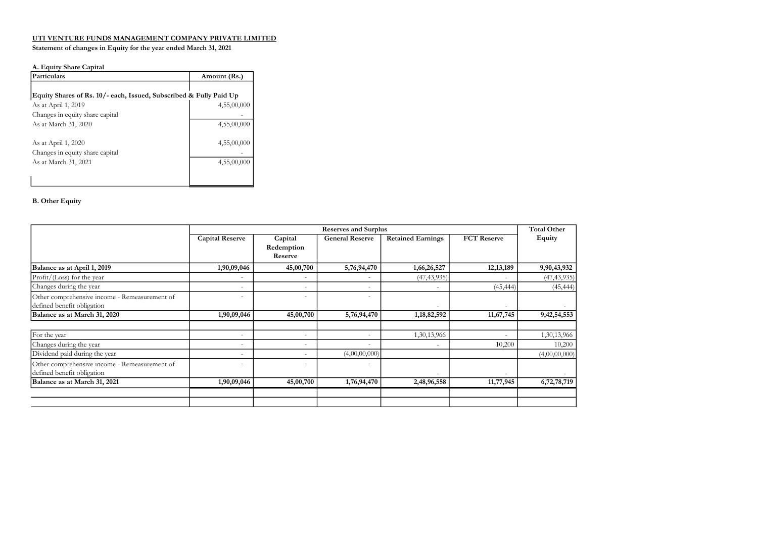**UTI VENTURE FUNDS MANAGEMENT COMPANY PRIVATE LIMITED**

**Statement of changes in Equity for the year ended March 31, 2021**

**A. Equity Share Capital**

| Particulars | Amount (Rs.) |
|---|---|
| **Equity Shares of Rs. 10/- each, Issued, Subscribed & Fully Paid Up** | |
| As at April 1, 2019 | 4,55,00,000 |
| Changes in equity share capital | - |
| As at March 31, 2020 | 4,55,00,000 |
| | |
| As at April 1, 2020 | 4,55,00,000 |
| Changes in equity share capital | - |
| As at March 31, 2021 | 4,55,00,000 |

**B. Other Equity**

| | Reserves and Surplus | | | | | Total Other Equity |
|---|---|---|---|---|---|---|
| | Capital Reserve | Capital Redemption Reserve | General Reserve | Retained Earnings | FCT Reserve | |
| **Balance as at April 1, 2019** | **1,90,09,046** | **45,00,700** | **5,76,94,470** | **1,66,26,527** | **12,13,189** | **9,90,43,932** |
| Profit/(Loss) for the year | - | - | - | (47,43,935) | - | (47,43,935) |
| Changes during the year | - | - | - | - | (45,444) | (45,444) |
| Other comprehensive income - Remeasurement of defined benefit obligation | - | - | - | - | - | - |
| **Balance as at March 31, 2020** | **1,90,09,046** | **45,00,700** | **5,76,94,470** | **1,18,82,592** | **11,67,745** | **9,42,54,553** |
| | | | | | | |
| For the year | - | - | - | 1,30,13,966 | - | 1,30,13,966 |
| Changes during the year | - | - | - | - | 10,200 | 10,200 |
| Dividend paid during the year | - | - | (4,00,00,000) | | | (4,00,00,000) |
| Other comprehensive income - Remeasurement of defined benefit obligation | - | - | - | - | - | - |
| **Balance as at March 31, 2021** | **1,90,09,046** | **45,00,700** | **1,76,94,470** | **2,48,96,558** | **11,77,945** | **6,72,78,719** |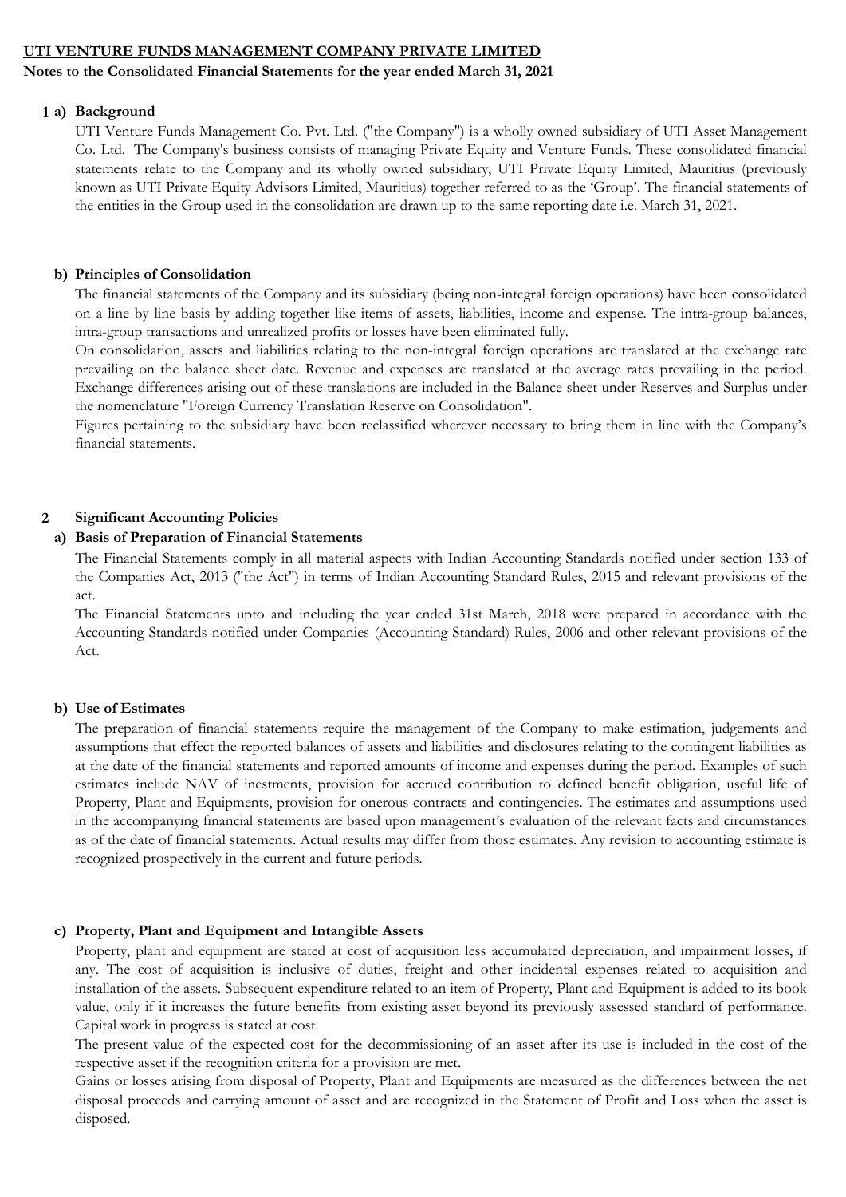**UTI VENTURE FUNDS MANAGEMENT COMPANY PRIVATE LIMITED**

**Notes to the Consolidated Financial Statements for the year ended March 31, 2021**

**1 a) Background**

UTI Venture Funds Management Co. Pvt. Ltd. ("the Company") is a wholly owned subsidiary of UTI Asset Management Co. Ltd. The Company's business consists of managing Private Equity and Venture Funds. These consolidated financial statements relate to the Company and its wholly owned subsidiary, UTI Private Equity Limited, Mauritius (previously known as UTI Private Equity Advisors Limited, Mauritius) together referred to as the 'Group'. The financial statements of the entities in the Group used in the consolidation are drawn up to the same reporting date i.e. March 31, 2021.

**b) Principles of Consolidation**

The financial statements of the Company and its subsidiary (being non-integral foreign operations) have been consolidated on a line by line basis by adding together like items of assets, liabilities, income and expense. The intra-group balances, intra-group transactions and unrealized profits or losses have been eliminated fully.

On consolidation, assets and liabilities relating to the non-integral foreign operations are translated at the exchange rate prevailing on the balance sheet date. Revenue and expenses are translated at the average rates prevailing in the period. Exchange differences arising out of these translations are included in the Balance sheet under Reserves and Surplus under the nomenclature "Foreign Currency Translation Reserve on Consolidation".

Figures pertaining to the subsidiary have been reclassified wherever necessary to bring them in line with the Company's financial statements.

**2 Significant Accounting Policies**

**a) Basis of Preparation of Financial Statements**

The Financial Statements comply in all material aspects with Indian Accounting Standards notified under section 133 of the Companies Act, 2013 ("the Act") in terms of Indian Accounting Standard Rules, 2015 and relevant provisions of the act.

The Financial Statements upto and including the year ended 31st March, 2018 were prepared in accordance with the Accounting Standards notified under Companies (Accounting Standard) Rules, 2006 and other relevant provisions of the Act.

**b) Use of Estimates**

The preparation of financial statements require the management of the Company to make estimation, judgements and assumptions that effect the reported balances of assets and liabilities and disclosures relating to the contingent liabilities as at the date of the financial statements and reported amounts of income and expenses during the period. Examples of such estimates include NAV of inestments, provision for accrued contribution to defined benefit obligation, useful life of Property, Plant and Equipments, provision for onerous contracts and contingencies. The estimates and assumptions used in the accompanying financial statements are based upon management's evaluation of the relevant facts and circumstances as of the date of financial statements. Actual results may differ from those estimates. Any revision to accounting estimate is recognized prospectively in the current and future periods.

**c) Property, Plant and Equipment and Intangible Assets**

Property, plant and equipment are stated at cost of acquisition less accumulated depreciation, and impairment losses, if any. The cost of acquisition is inclusive of duties, freight and other incidental expenses related to acquisition and installation of the assets. Subsequent expenditure related to an item of Property, Plant and Equipment is added to its book value, only if it increases the future benefits from existing asset beyond its previously assessed standard of performance. Capital work in progress is stated at cost.

The present value of the expected cost for the decommissioning of an asset after its use is included in the cost of the respective asset if the recognition criteria for a provision are met.

Gains or losses arising from disposal of Property, Plant and Equipments are measured as the differences between the net disposal proceeds and carrying amount of asset and are recognized in the Statement of Profit and Loss when the asset is disposed.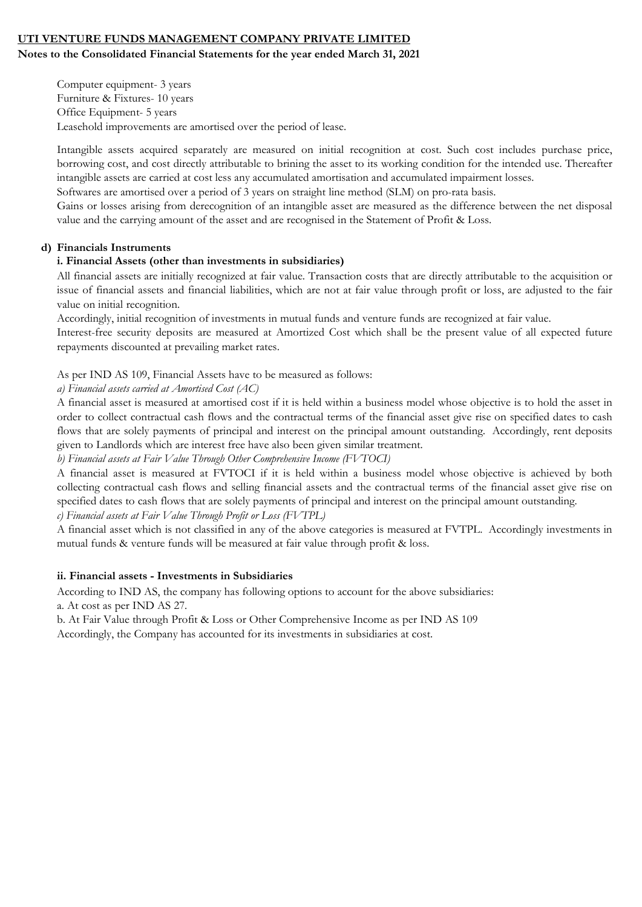Computer equipment- 3 years
Furniture & Fixtures- 10 years
Office Equipment- 5 years
Leasehold improvements are amortised over the period of lease.

Intangible assets acquired separately are measured on initial recognition at cost. Such cost includes purchase price, borrowing cost, and cost directly attributable to brining the asset to its working condition for the intended use. Thereafter intangible assets are carried at cost less any accumulated amortisation and accumulated impairment losses.
Softwares are amortised over a period of 3 years on straight line method (SLM) on pro-rata basis.
Gains or losses arising from derecognition of an intangible asset are measured as the difference between the net disposal value and the carrying amount of the asset and are recognised in the Statement of Profit & Loss.

**d) Financials Instruments**

**i. Financial Assets (other than investments in subsidiaries)**

All financial assets are initially recognized at fair value. Transaction costs that are directly attributable to the acquisition or issue of financial assets and financial liabilities, which are not at fair value through profit or loss, are adjusted to the fair value on initial recognition.
Accordingly, initial recognition of investments in mutual funds and venture funds are recognized at fair value.
Interest-free security deposits are measured at Amortized Cost which shall be the present value of all expected future repayments discounted at prevailing market rates.

As per IND AS 109, Financial Assets have to be measured as follows:

*a) Financial assets carried at Amortised Cost (AC)*

A financial asset is measured at amortised cost if it is held within a business model whose objective is to hold the asset in order to collect contractual cash flows and the contractual terms of the financial asset give rise on specified dates to cash flows that are solely payments of principal and interest on the principal amount outstanding. Accordingly, rent deposits given to Landlords which are interest free have also been given similar treatment.

*b) Financial assets at Fair Value Through Other Comprehensive Income (FVTOCI)*

A financial asset is measured at FVTOCI if it is held within a business model whose objective is achieved by both collecting contractual cash flows and selling financial assets and the contractual terms of the financial asset give rise on specified dates to cash flows that are solely payments of principal and interest on the principal amount outstanding.

*c) Financial assets at Fair Value Through Profit or Loss (FVTPL)*

A financial asset which is not classified in any of the above categories is measured at FVTPL. Accordingly investments in mutual funds & venture funds will be measured at fair value through profit & loss.

**ii. Financial assets - Investments in Subsidiaries**

According to IND AS, the company has following options to account for the above subsidiaries:
a. At cost as per IND AS 27.
b. At Fair Value through Profit & Loss or Other Comprehensive Income as per IND AS 109
Accordingly, the Company has accounted for its investments in subsidiaries at cost.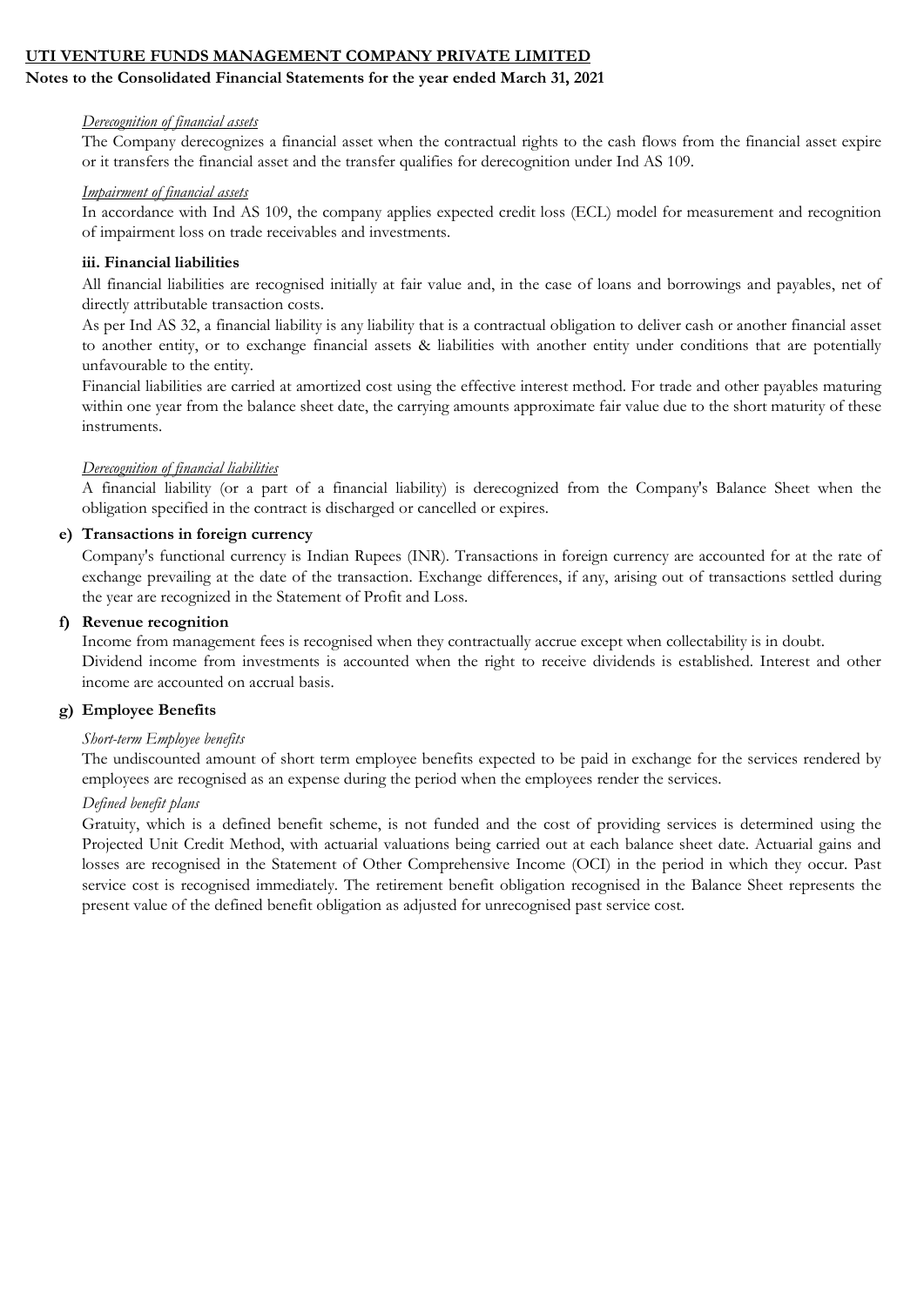*Derecognition of financial assets*

The Company derecognizes a financial asset when the contractual rights to the cash flows from the financial asset expire or it transfers the financial asset and the transfer qualifies for derecognition under Ind AS 109.

*Impairment of financial assets*

In accordance with Ind AS 109, the company applies expected credit loss (ECL) model for measurement and recognition of impairment loss on trade receivables and investments.

**iii. Financial liabilities**

All financial liabilities are recognised initially at fair value and, in the case of loans and borrowings and payables, net of directly attributable transaction costs.

As per Ind AS 32, a financial liability is any liability that is a contractual obligation to deliver cash or another financial asset to another entity, or to exchange financial assets & liabilities with another entity under conditions that are potentially unfavourable to the entity.

Financial liabilities are carried at amortized cost using the effective interest method. For trade and other payables maturing within one year from the balance sheet date, the carrying amounts approximate fair value due to the short maturity of these instruments.

*Derecognition of financial liabilities*

A financial liability (or a part of a financial liability) is derecognized from the Company's Balance Sheet when the obligation specified in the contract is discharged or cancelled or expires.

**e) Transactions in foreign currency**

Company's functional currency is Indian Rupees (INR). Transactions in foreign currency are accounted for at the rate of exchange prevailing at the date of the transaction. Exchange differences, if any, arising out of transactions settled during the year are recognized in the Statement of Profit and Loss.

**f) Revenue recognition**

Income from management fees is recognised when they contractually accrue except when collectability is in doubt.

Dividend income from investments is accounted when the right to receive dividends is established. Interest and other income are accounted on accrual basis.

**g) Employee Benefits**

*Short-term Employee benefits*

The undiscounted amount of short term employee benefits expected to be paid in exchange for the services rendered by employees are recognised as an expense during the period when the employees render the services.

*Defined benefit plans*

Gratuity, which is a defined benefit scheme, is not funded and the cost of providing services is determined using the Projected Unit Credit Method, with actuarial valuations being carried out at each balance sheet date. Actuarial gains and losses are recognised in the Statement of Other Comprehensive Income (OCI) in the period in which they occur. Past service cost is recognised immediately. The retirement benefit obligation recognised in the Balance Sheet represents the present value of the defined benefit obligation as adjusted for unrecognised past service cost.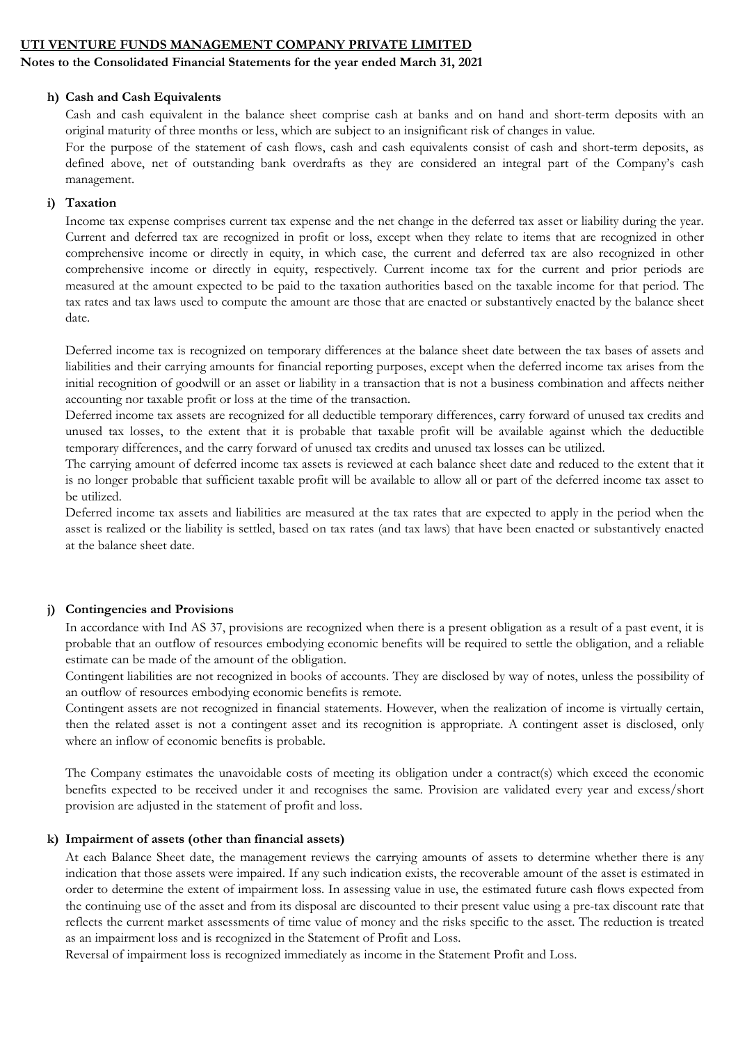**h) Cash and Cash Equivalents**

Cash and cash equivalent in the balance sheet comprise cash at banks and on hand and short-term deposits with an original maturity of three months or less, which are subject to an insignificant risk of changes in value.

For the purpose of the statement of cash flows, cash and cash equivalents consist of cash and short-term deposits, as defined above, net of outstanding bank overdrafts as they are considered an integral part of the Company's cash management.

**i) Taxation**

Income tax expense comprises current tax expense and the net change in the deferred tax asset or liability during the year. Current and deferred tax are recognized in profit or loss, except when they relate to items that are recognized in other comprehensive income or directly in equity, in which case, the current and deferred tax are also recognized in other comprehensive income or directly in equity, respectively. Current income tax for the current and prior periods are measured at the amount expected to be paid to the taxation authorities based on the taxable income for that period. The tax rates and tax laws used to compute the amount are those that are enacted or substantively enacted by the balance sheet date.

Deferred income tax is recognized on temporary differences at the balance sheet date between the tax bases of assets and liabilities and their carrying amounts for financial reporting purposes, except when the deferred income tax arises from the initial recognition of goodwill or an asset or liability in a transaction that is not a business combination and affects neither accounting nor taxable profit or loss at the time of the transaction.

Deferred income tax assets are recognized for all deductible temporary differences, carry forward of unused tax credits and unused tax losses, to the extent that it is probable that taxable profit will be available against which the deductible temporary differences, and the carry forward of unused tax credits and unused tax losses can be utilized.

The carrying amount of deferred income tax assets is reviewed at each balance sheet date and reduced to the extent that it is no longer probable that sufficient taxable profit will be available to allow all or part of the deferred income tax asset to be utilized.

Deferred income tax assets and liabilities are measured at the tax rates that are expected to apply in the period when the asset is realized or the liability is settled, based on tax rates (and tax laws) that have been enacted or substantively enacted at the balance sheet date.

**j) Contingencies and Provisions**

In accordance with Ind AS 37, provisions are recognized when there is a present obligation as a result of a past event, it is probable that an outflow of resources embodying economic benefits will be required to settle the obligation, and a reliable estimate can be made of the amount of the obligation.

Contingent liabilities are not recognized in books of accounts. They are disclosed by way of notes, unless the possibility of an outflow of resources embodying economic benefits is remote.

Contingent assets are not recognized in financial statements. However, when the realization of income is virtually certain, then the related asset is not a contingent asset and its recognition is appropriate. A contingent asset is disclosed, only where an inflow of economic benefits is probable.

The Company estimates the unavoidable costs of meeting its obligation under a contract(s) which exceed the economic benefits expected to be received under it and recognises the same. Provision are validated every year and excess/short provision are adjusted in the statement of profit and loss.

**k) Impairment of assets (other than financial assets)**

At each Balance Sheet date, the management reviews the carrying amounts of assets to determine whether there is any indication that those assets were impaired. If any such indication exists, the recoverable amount of the asset is estimated in order to determine the extent of impairment loss. In assessing value in use, the estimated future cash flows expected from the continuing use of the asset and from its disposal are discounted to their present value using a pre-tax discount rate that reflects the current market assessments of time value of money and the risks specific to the asset. The reduction is treated as an impairment loss and is recognized in the Statement of Profit and Loss.

Reversal of impairment loss is recognized immediately as income in the Statement Profit and Loss.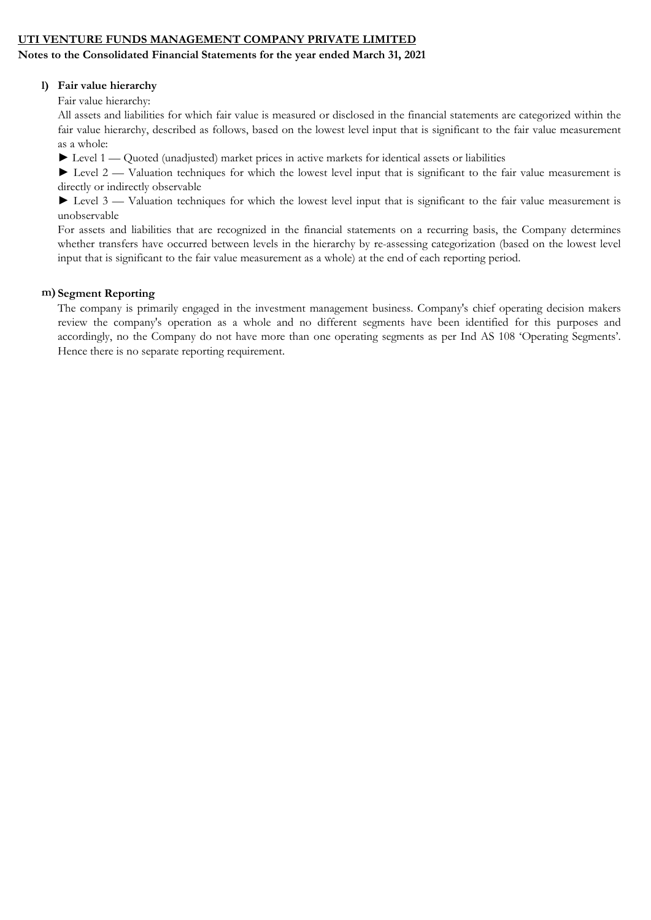**UTI VENTURE FUNDS MANAGEMENT COMPANY PRIVATE LIMITED**

**Notes to the Consolidated Financial Statements for the year ended March 31, 2021**

**l) Fair value hierarchy**

Fair value hierarchy:

All assets and liabilities for which fair value is measured or disclosed in the financial statements are categorized within the fair value hierarchy, described as follows, based on the lowest level input that is significant to the fair value measurement as a whole:

► Level 1 — Quoted (unadjusted) market prices in active markets for identical assets or liabilities

► Level 2 — Valuation techniques for which the lowest level input that is significant to the fair value measurement is directly or indirectly observable

► Level 3 — Valuation techniques for which the lowest level input that is significant to the fair value measurement is unobservable

For assets and liabilities that are recognized in the financial statements on a recurring basis, the Company determines whether transfers have occurred between levels in the hierarchy by re-assessing categorization (based on the lowest level input that is significant to the fair value measurement as a whole) at the end of each reporting period.

**m) Segment Reporting**

The company is primarily engaged in the investment management business. Company's chief operating decision makers review the company's operation as a whole and no different segments have been identified for this purposes and accordingly, no the Company do not have more than one operating segments as per Ind AS 108 'Operating Segments'. Hence there is no separate reporting requirement.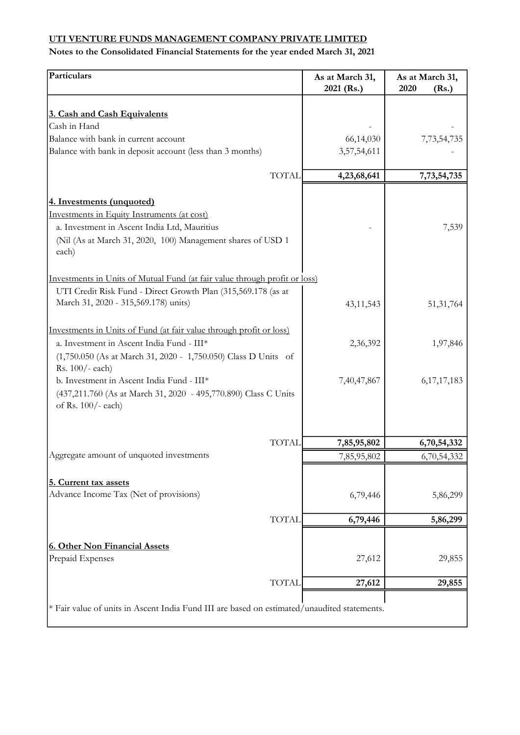**UTI VENTURE FUNDS MANAGEMENT COMPANY PRIVATE LIMITED**

**Notes to the Consolidated Financial Statements for the year ended March 31, 2021**

| Particulars | As at March 31, 2021 (Rs.) | As at March 31, 2020 (Rs.) |
|---|---|---|
| **3. Cash and Cash Equivalents** | | |
| Cash in Hand | - | - |
| Balance with bank in current account | 66,14,030 | 7,73,54,735 |
| Balance with bank in deposit account (less than 3 months) | 3,57,54,611 | - |
| TOTAL | **4,23,68,641** | **7,73,54,735** |
| **4. Investments (unquoted)** | | |
| Investments in Equity Instruments (at cost) | | |
| a. Investment in Ascent India Ltd, Mauritius | - | 7,539 |
| (Nil (As at March 31, 2020, 100) Management shares of USD 1 each) | | |
| Investments in Units of Mutual Fund (at fair value through profit or loss) | | |
| UTI Credit Risk Fund - Direct Growth Plan (315,569.178 (as at March 31, 2020 - 315,569.178) units) | 43,11,543 | 51,31,764 |
| Investments in Units of Fund (at fair value through profit or loss) | | |
| a. Investment in Ascent India Fund - III* | 2,36,392 | 1,97,846 |
| (1,750.050 (As at March 31, 2020 - 1,750.050) Class D Units of Rs. 100/- each) | | |
| b. Investment in Ascent India Fund - III* | 7,40,47,867 | 6,17,17,183 |
| (437,211.760 (As at March 31, 2020 - 495,770.890) Class C Units of Rs. 100/- each) | | |
| TOTAL | **7,85,95,802** | **6,70,54,332** |
| Aggregate amount of unquoted investments | 7,85,95,802 | 6,70,54,332 |
| **5. Current tax assets** | | |
| Advance Income Tax (Net of provisions) | 6,79,446 | 5,86,299 |
| TOTAL | **6,79,446** | **5,86,299** |
| **6. Other Non Financial Assets** | | |
| Prepaid Expenses | 27,612 | 29,855 |
| TOTAL | **27,612** | **29,855** |

* Fair value of units in Ascent India Fund III are based on estimated/unaudited statements.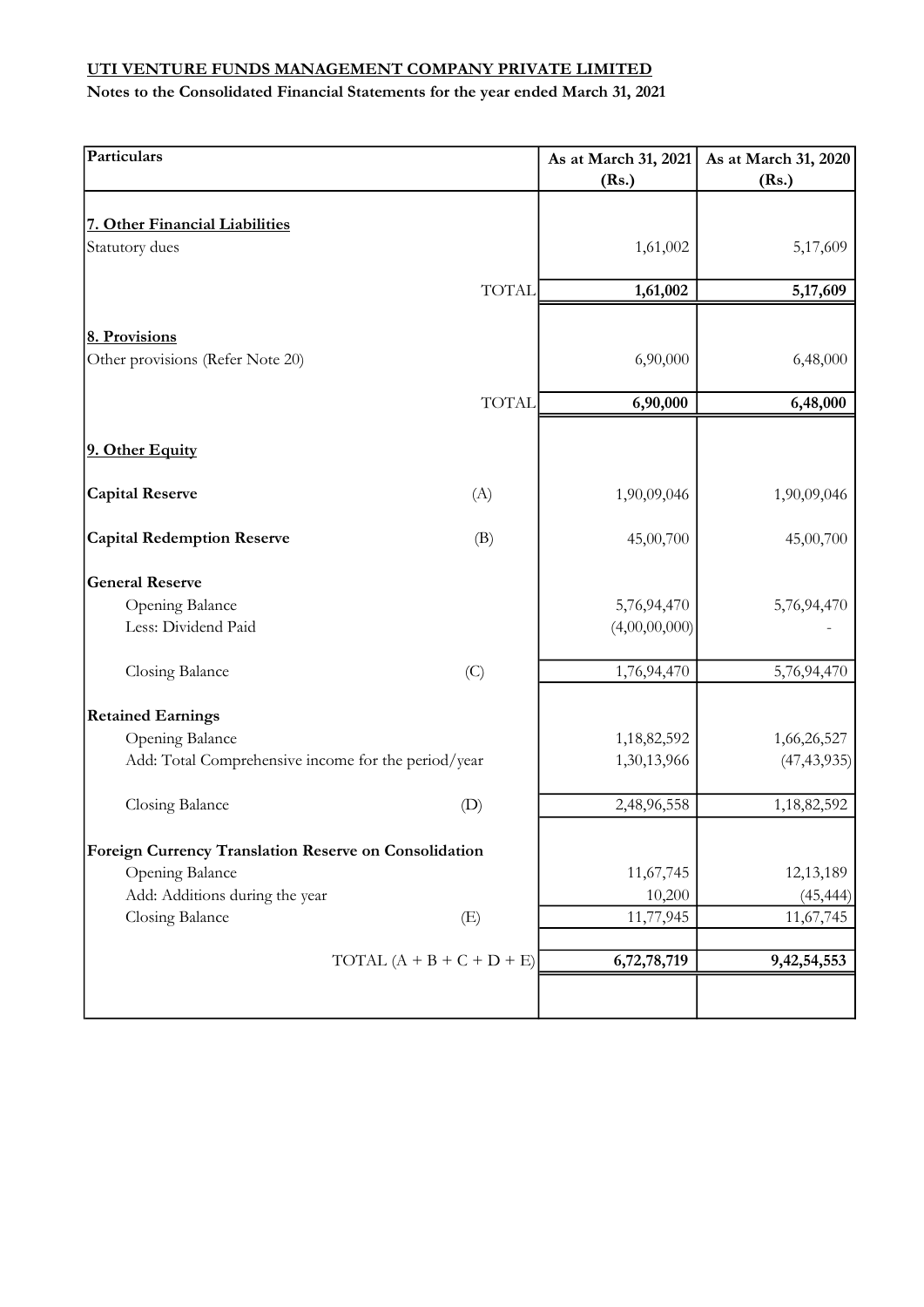**UTI VENTURE FUNDS MANAGEMENT COMPANY PRIVATE LIMITED**

**Notes to the Consolidated Financial Statements for the year ended March 31, 2021**

| Particulars | | As at March 31, 2021 (Rs.) | As at March 31, 2020 (Rs.) |
|---|---|---|---|
| **7. Other Financial Liabilities** | | | |
| Statutory dues | | 1,61,002 | 5,17,609 |
| TOTAL | | **1,61,002** | **5,17,609** |
| **8. Provisions** | | | |
| Other provisions (Refer Note 20) | | 6,90,000 | 6,48,000 |
| TOTAL | | **6,90,000** | **6,48,000** |
| **9. Other Equity** | | | |
| **Capital Reserve** | (A) | 1,90,09,046 | 1,90,09,046 |
| **Capital Redemption Reserve** | (B) | 45,00,700 | 45,00,700 |
| **General Reserve** | | | |
| Opening Balance | | 5,76,94,470 | 5,76,94,470 |
| Less: Dividend Paid | | (4,00,00,000) | - |
| Closing Balance | (C) | 1,76,94,470 | 5,76,94,470 |
| **Retained Earnings** | | | |
| Opening Balance | | 1,18,82,592 | 1,66,26,527 |
| Add: Total Comprehensive income for the period/year | | 1,30,13,966 | (47,43,935) |
| Closing Balance | (D) | 2,48,96,558 | 1,18,82,592 |
| **Foreign Currency Translation Reserve on Consolidation** | | | |
| Opening Balance | | 11,67,745 | 12,13,189 |
| Add: Additions during the year | | 10,200 | (45,444) |
| Closing Balance | (E) | 11,77,945 | 11,67,745 |
| TOTAL (A + B + C + D + E) | | **6,72,78,719** | **9,42,54,553** |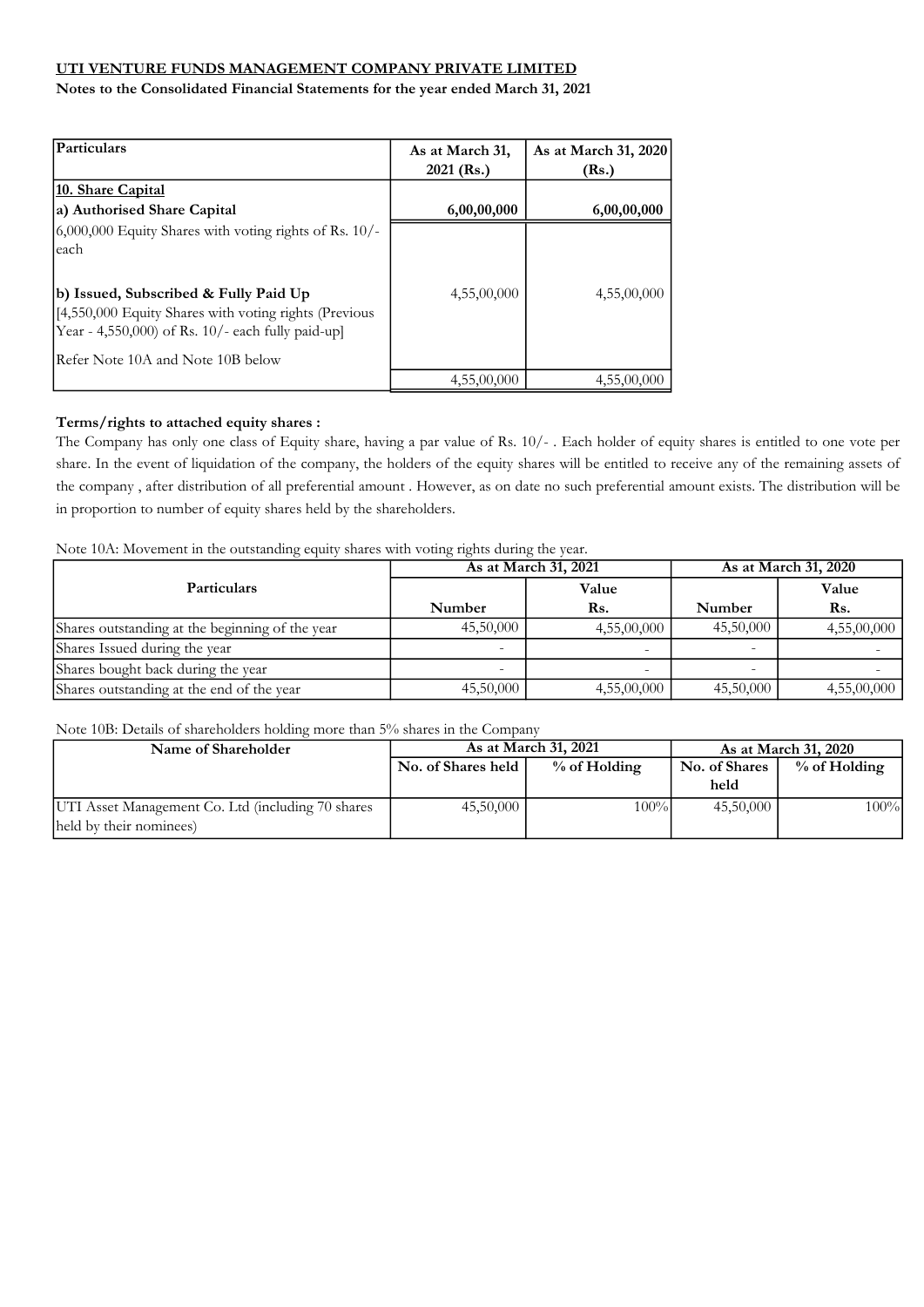**UTI VENTURE FUNDS MANAGEMENT COMPANY PRIVATE LIMITED**

**Notes to the Consolidated Financial Statements for the year ended March 31, 2021**

| Particulars | As at March 31, 2021 (Rs.) | As at March 31, 2020 (Rs.) |
|---|---|---|
| **10. Share Capital** | | |
| **a) Authorised Share Capital** | **6,00,00,000** | **6,00,00,000** |
| 6,000,000 Equity Shares with voting rights of Rs. 10/- each | | |
| **b) Issued, Subscribed & Fully Paid Up** [4,550,000 Equity Shares with voting rights (Previous Year - 4,550,000) of Rs. 10/- each fully paid-up] | 4,55,00,000 | 4,55,00,000 |
| Refer Note 10A and Note 10B below | | |
| | 4,55,00,000 | 4,55,00,000 |

**Terms/rights to attached equity shares :**

The Company has only one class of Equity share, having a par value of Rs. 10/- . Each holder of equity shares is entitled to one vote per share. In the event of liquidation of the company, the holders of the equity shares will be entitled to receive any of the remaining assets of the company , after distribution of all preferential amount . However, as on date no such preferential amount exists. The distribution will be in proportion to number of equity shares held by the shareholders.

Note 10A: Movement in the outstanding equity shares with voting rights during the year.

| Particulars | As at March 31, 2021 | | As at March 31, 2020 | |
|---|---|---|---|---|
| | Number | Value Rs. | Number | Value Rs. |
| Shares outstanding at the beginning of the year | 45,50,000 | 4,55,00,000 | 45,50,000 | 4,55,00,000 |
| Shares Issued during the year | - | - | - | - |
| Shares bought back during the year | - | - | - | - |
| Shares outstanding at the end of the year | 45,50,000 | 4,55,00,000 | 45,50,000 | 4,55,00,000 |

Note 10B: Details of shareholders holding more than 5% shares in the Company

| Name of Shareholder | As at March 31, 2021 | | As at March 31, 2020 | |
|---|---|---|---|---|
| | No. of Shares held | % of Holding | No. of Shares held | % of Holding |
| UTI Asset Management Co. Ltd (including 70 shares held by their nominees) | 45,50,000 | 100% | 45,50,000 | 100% |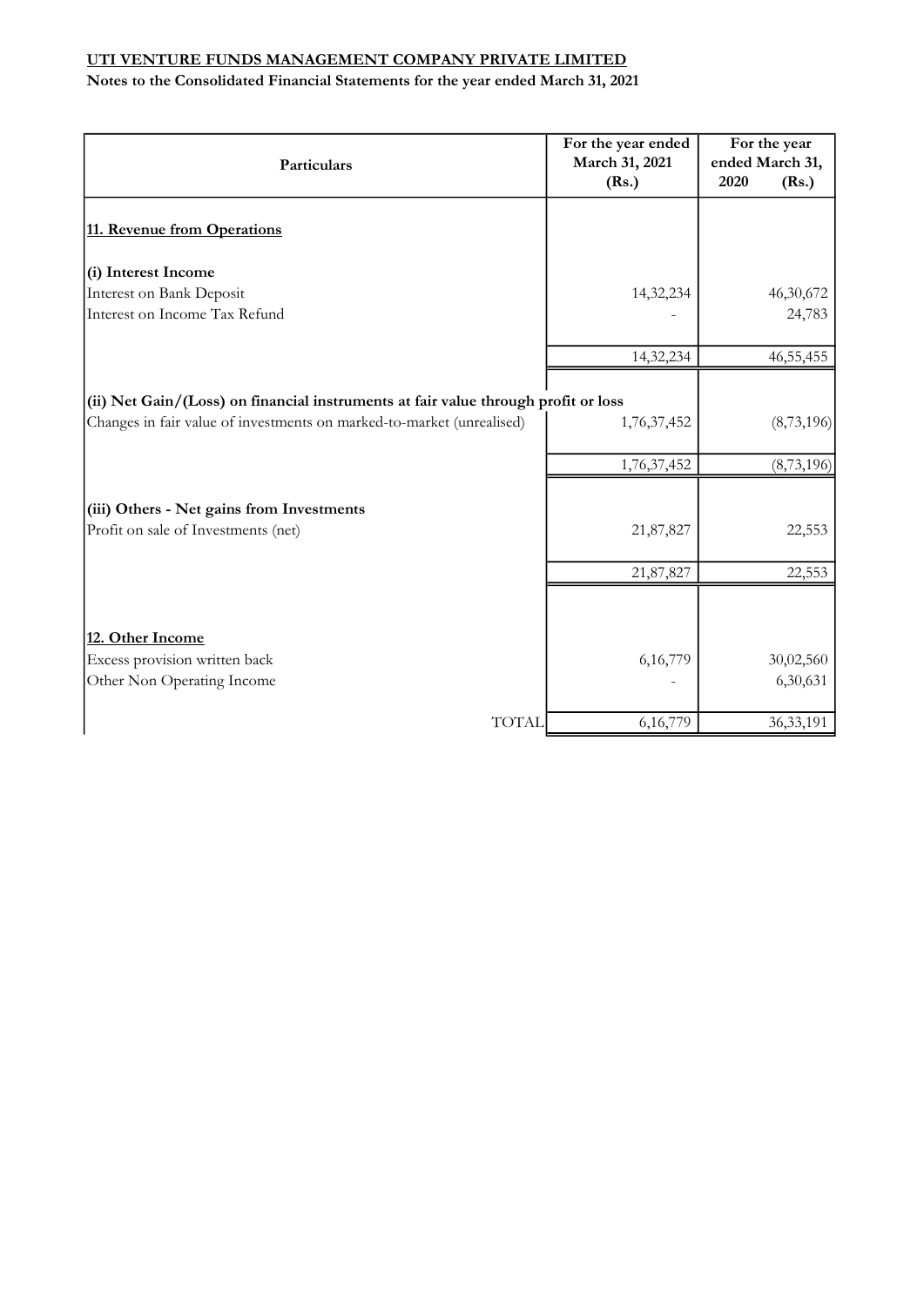**UTI VENTURE FUNDS MANAGEMENT COMPANY PRIVATE LIMITED**

**Notes to the Consolidated Financial Statements for the year ended March 31, 2021**

| Particulars | For the year ended March 31, 2021 (Rs.) | For the year ended March 31, 2020 (Rs.) |
|---|---|---|
| **11. Revenue from Operations** | | |
| **(i) Interest Income** | | |
| Interest on Bank Deposit | 14,32,234 | 46,30,672 |
| Interest on Income Tax Refund | - | 24,783 |
| | 14,32,234 | 46,55,455 |
| **(ii) Net Gain/(Loss) on financial instruments at fair value through profit or loss** | | |
| Changes in fair value of investments on marked-to-market (unrealised) | 1,76,37,452 | (8,73,196) |
| | 1,76,37,452 | (8,73,196) |
| **(iii) Others - Net gains from Investments** | | |
| Profit on sale of Investments (net) | 21,87,827 | 22,553 |
| | 21,87,827 | 22,553 |
| **12. Other Income** | | |
| Excess provision written back | 6,16,779 | 30,02,560 |
| Other Non Operating Income | - | 6,30,631 |
| TOTAL | 6,16,779 | 36,33,191 |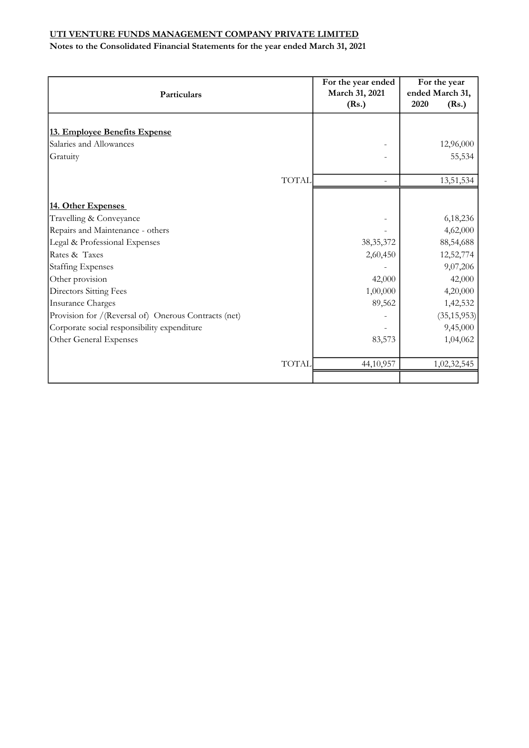**UTI VENTURE FUNDS MANAGEMENT COMPANY PRIVATE LIMITED**

**Notes to the Consolidated Financial Statements for the year ended March 31, 2021**

| Particulars | For the year ended March 31, 2021 (Rs.) | For the year ended March 31, 2020 (Rs.) |
|---|---|---|
| **13. Employee Benefits Expense** | | |
| Salaries and Allowances | - | 12,96,000 |
| Gratuity | - | 55,534 |
| TOTAL | - | 13,51,534 |
| **14. Other Expenses** | | |
| Travelling & Conveyance | - | 6,18,236 |
| Repairs and Maintenance - others | - | 4,62,000 |
| Legal & Professional Expenses | 38,35,372 | 88,54,688 |
| Rates & Taxes | 2,60,450 | 12,52,774 |
| Staffing Expenses | - | 9,07,206 |
| Other provision | 42,000 | 42,000 |
| Directors Sitting Fees | 1,00,000 | 4,20,000 |
| Insurance Charges | 89,562 | 1,42,532 |
| Provision for /(Reversal of) Onerous Contracts (net) | - | (35,15,953) |
| Corporate social responsibility expenditure | - | 9,45,000 |
| Other General Expenses | 83,573 | 1,04,062 |
| TOTAL | 44,10,957 | 1,02,32,545 |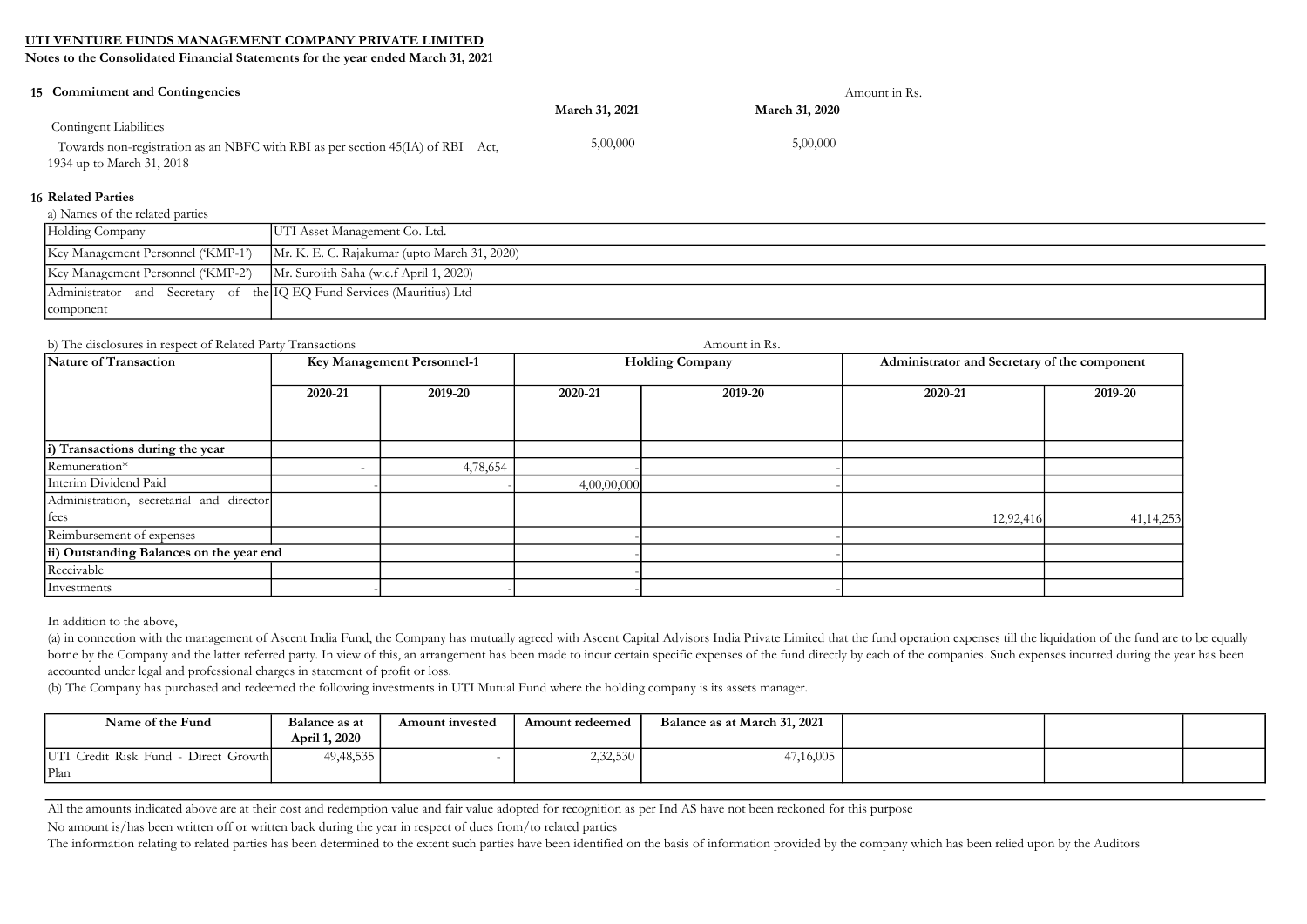**UTI VENTURE FUNDS MANAGEMENT COMPANY PRIVATE LIMITED**

**Notes to the Consolidated Financial Statements for the year ended March 31, 2021**

## 15 Commitment and Contingencies

Amount in Rs.

| | March 31, 2021 | March 31, 2020 |
|---|---|---|
| Contingent Liabilities | | |
| Towards non-registration as an NBFC with RBI as per section 45(IA) of RBI Act, 1934 up to March 31, 2018 | 5,00,000 | 5,00,000 |

## 16 Related Parties

a) Names of the related parties

| | |
|---|---|
| Holding Company | UTI Asset Management Co. Ltd. |
| Key Management Personnel ('KMP-1') | Mr. K. E. C. Rajakumar (upto March 31, 2020) |
| Key Management Personnel ('KMP-2') | Mr. Surojith Saha (w.e.f April 1, 2020) |
| Administrator and Secretary of the component | IQ EQ Fund Services (Mauritius) Ltd |

b) The disclosures in respect of Related Party Transactions

Amount in Rs.

| Nature of Transaction | Key Management Personnel-1 | | Holding Company | | Administrator and Secretary of the component | |
|---|---|---|---|---|---|---|
| | 2020-21 | 2019-20 | 2020-21 | 2019-20 | 2020-21 | 2019-20 |
| **i) Transactions during the year** | | | | | | |
| Remuneration* | - | 4,78,654 | - | - | | |
| Interim Dividend Paid | - | - | 4,00,00,000 | - | | |
| Administration, secretarial and director fees | | | | | 12,92,416 | 41,14,253 |
| Reimbursement of expenses | | | - | - | | |
| **ii) Outstanding Balances on the year end** | | | - | - | | |
| Receivable | | | - | | | |
| Investments | - | - | - | - | | |

In addition to the above,

(a) in connection with the management of Ascent India Fund, the Company has mutually agreed with Ascent Capital Advisors India Private Limited that the fund operation expenses till the liquidation of the fund are to be equally borne by the Company and the latter referred party. In view of this, an arrangement has been made to incur certain specific expenses of the fund directly by each of the companies. Such expenses incurred during the year has been accounted under legal and professional charges in statement of profit or loss.

(b) The Company has purchased and redeemed the following investments in UTI Mutual Fund where the holding company is its assets manager.

| Name of the Fund | Balance as at April 1, 2020 | Amount invested | Amount redeemed | Balance as at March 31, 2021 |
|---|---|---|---|---|
| UTI Credit Risk Fund - Direct Growth Plan | 49,48,535 | - | 2,32,530 | 47,16,005 |

All the amounts indicated above are at their cost and redemption value and fair value adopted for recognition as per Ind AS have not been reckoned for this purpose

No amount is/has been written off or written back during the year in respect of dues from/to related parties

The information relating to related parties has been determined to the extent such parties have been identified on the basis of information provided by the company which has been relied upon by the Auditors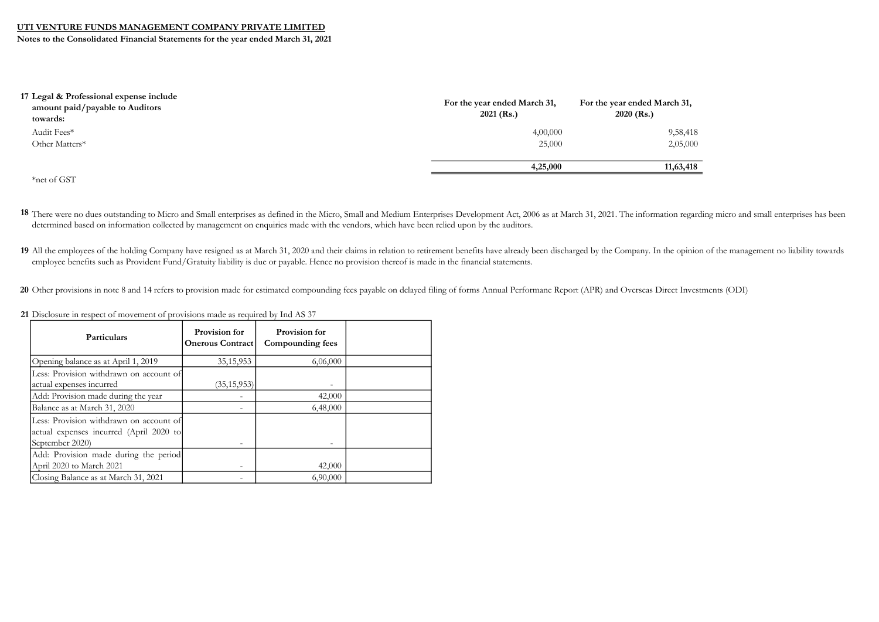**UTI VENTURE FUNDS MANAGEMENT COMPANY PRIVATE LIMITED**

**Notes to the Consolidated Financial Statements for the year ended March 31, 2021**

**17 Legal & Professional expense include amount paid/payable to Auditors towards:**

| | For the year ended March 31, 2021 (Rs.) | For the year ended March 31, 2020 (Rs.) |
|---|---|---|
| Audit Fees* | 4,00,000 | 9,58,418 |
| Other Matters* | 25,000 | 2,05,000 |
| | **4,25,000** | **11,63,418** |

*net of GST

**18** There were no dues outstanding to Micro and Small enterprises as defined in the Micro, Small and Medium Enterprises Development Act, 2006 as at March 31, 2021. The information regarding micro and small enterprises has been determined based on information collected by management on enquiries made with the vendors, which have been relied upon by the auditors.

**19** All the employees of the holding Company have resigned as at March 31, 2020 and their claims in relation to retirement benefits have already been discharged by the Company. In the opinion of the management no liability towards employee benefits such as Provident Fund/Gratuity liability is due or payable. Hence no provision thereof is made in the financial statements.

**20** Other provisions in note 8 and 14 refers to provision made for estimated compounding fees payable on delayed filing of forms Annual Performane Report (APR) and Overseas Direct Investments (ODI)

**21** Disclosure in respect of movement of provisions made as required by Ind AS 37

| Particulars | Provision for Onerous Contract | Provision for Compounding fees | |
|---|---|---|---|
| Opening balance as at April 1, 2019 | 35,15,953 | 6,06,000 | |
| Less: Provision withdrawn on account of actual expenses incurred | (35,15,953) | - | |
| Add: Provision made during the year | - | 42,000 | |
| Balance as at March 31, 2020 | - | 6,48,000 | |
| Less: Provision withdrawn on account of actual expenses incurred (April 2020 to September 2020) | - | - | |
| Add: Provision made during the period April 2020 to March 2021 | - | 42,000 | |
| Closing Balance as at March 31, 2021 | - | 6,90,000 | |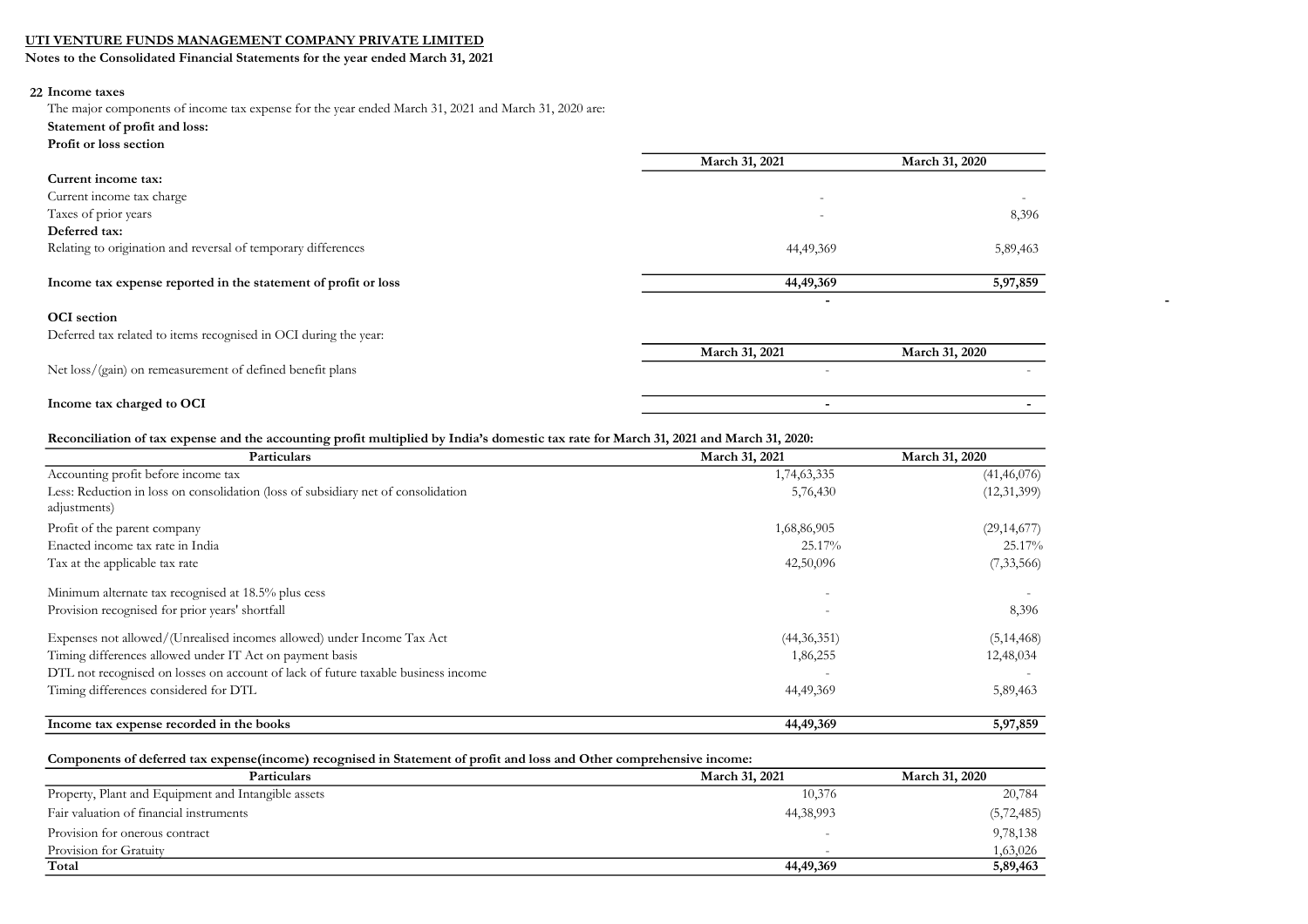**UTI VENTURE FUNDS MANAGEMENT COMPANY PRIVATE LIMITED**

**Notes to the Consolidated Financial Statements for the year ended March 31, 2021**

## 22 Income taxes

The major components of income tax expense for the year ended March 31, 2021 and March 31, 2020 are:

**Statement of profit and loss:**

**Profit or loss section**

| | March 31, 2021 | March 31, 2020 |
|---|---|---|
| **Current income tax:** | | |
| Current income tax charge | - | - |
| Taxes of prior years | - | 8,396 |
| **Deferred tax:** | | |
| Relating to origination and reversal of temporary differences | 44,49,369 | 5,89,463 |
| **Income tax expense reported in the statement of profit or loss** | **44,49,369** | **5,97,859** |

**OCI section**

Deferred tax related to items recognised in OCI during the year:

| | March 31, 2021 | March 31, 2020 |
|---|---|---|
| Net loss/(gain) on remeasurement of defined benefit plans | - | - |
| **Income tax charged to OCI** | **-** | **-** |

**Reconciliation of tax expense and the accounting profit multiplied by India's domestic tax rate for March 31, 2021 and March 31, 2020:**

| Particulars | March 31, 2021 | March 31, 2020 |
|---|---|---|
| Accounting profit before income tax | 1,74,63,335 | (41,46,076) |
| Less: Reduction in loss on consolidation (loss of subsidiary net of consolidation adjustments) | 5,76,430 | (12,31,399) |
| Profit of the parent company | 1,68,86,905 | (29,14,677) |
| Enacted income tax rate in India | 25.17% | 25.17% |
| Tax at the applicable tax rate | 42,50,096 | (7,33,566) |
| Minimum alternate tax recognised at 18.5% plus cess | - | - |
| Provision recognised for prior years' shortfall | - | 8,396 |
| Expenses not allowed/(Unrealised incomes allowed) under Income Tax Act | (44,36,351) | (5,14,468) |
| Timing differences allowed under IT Act on payment basis | 1,86,255 | 12,48,034 |
| DTL not recognised on losses on account of lack of future taxable business income | - | - |
| Timing differences considered for DTL | 44,49,369 | 5,89,463 |
| **Income tax expense recorded in the books** | **44,49,369** | **5,97,859** |

**Components of deferred tax expense(income) recognised in Statement of profit and loss and Other comprehensive income:**

| Particulars | March 31, 2021 | March 31, 2020 |
|---|---|---|
| Property, Plant and Equipment and Intangible assets | 10,376 | 20,784 |
| Fair valuation of financial instruments | 44,38,993 | (5,72,485) |
| Provision for onerous contract | - | 9,78,138 |
| Provision for Gratuity | - | 1,63,026 |
| **Total** | **44,49,369** | **5,89,463** |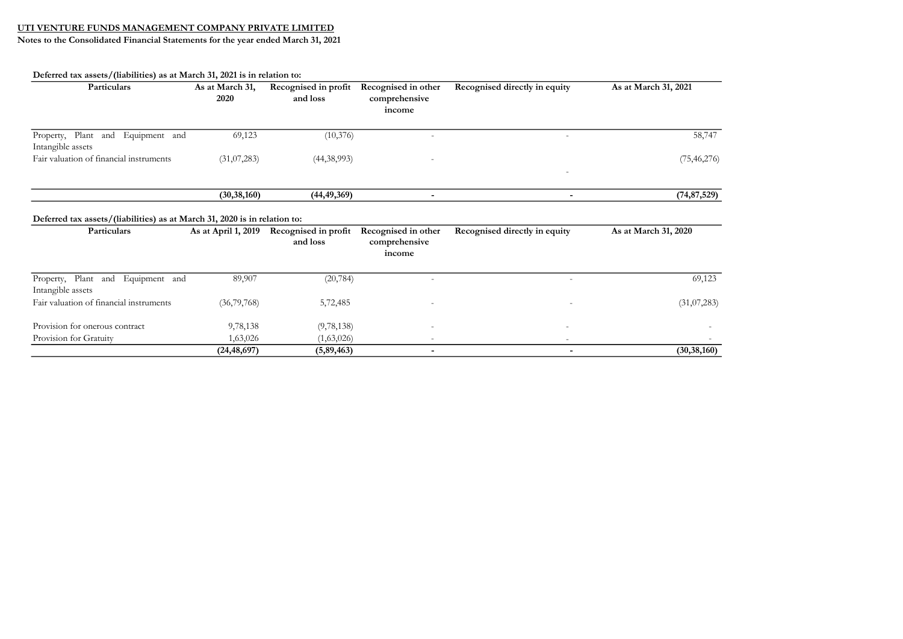**UTI VENTURE FUNDS MANAGEMENT COMPANY PRIVATE LIMITED**

**Notes to the Consolidated Financial Statements for the year ended March 31, 2021**

**Deferred tax assets/(liabilities) as at March 31, 2021 is in relation to:**

| Particulars | As at March 31, 2020 | Recognised in profit and loss | Recognised in other comprehensive income | Recognised directly in equity | As at March 31, 2021 |
|---|---|---|---|---|---|
| Property, Plant and Equipment and Intangible assets | 69,123 | (10,376) | - | - | 58,747 |
| Fair valuation of financial instruments | (31,07,283) | (44,38,993) | - | - | (75,46,276) |
| | **(30,38,160)** | **(44,49,369)** | **-** | **-** | **(74,87,529)** |

**Deferred tax assets/(liabilities) as at March 31, 2020 is in relation to:**

| Particulars | As at April 1, 2019 | Recognised in profit and loss | Recognised in other comprehensive income | Recognised directly in equity | As at March 31, 2020 |
|---|---|---|---|---|---|
| Property, Plant and Equipment and Intangible assets | 89,907 | (20,784) | - | - | 69,123 |
| Fair valuation of financial instruments | (36,79,768) | 5,72,485 | - | - | (31,07,283) |
| Provision for onerous contract | 9,78,138 | (9,78,138) | - | - | - |
| Provision for Gratuity | 1,63,026 | (1,63,026) | - | - | - |
| | **(24,48,697)** | **(5,89,463)** | **-** | **-** | **(30,38,160)** |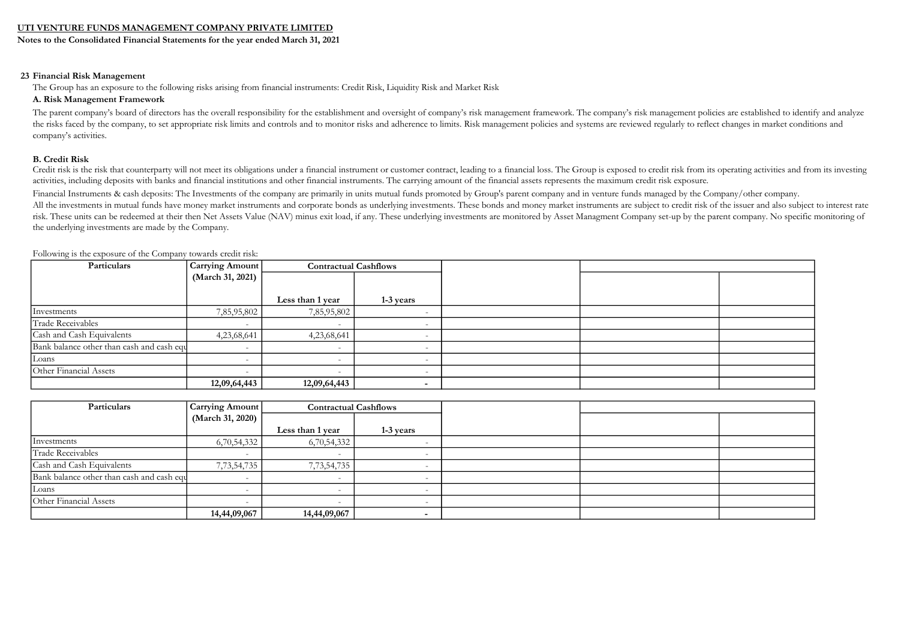**UTI VENTURE FUNDS MANAGEMENT COMPANY PRIVATE LIMITED**

**Notes to the Consolidated Financial Statements for the year ended March 31, 2021**

## 23 Financial Risk Management

The Group has an exposure to the following risks arising from financial instruments: Credit Risk, Liquidity Risk and Market Risk

### A. Risk Management Framework

The parent company's board of directors has the overall responsibility for the establishment and oversight of company's risk management framework. The company's risk management policies are established to identify and analyze the risks faced by the company, to set appropriate risk limits and controls and to monitor risks and adherence to limits. Risk management policies and systems are reviewed regularly to reflect changes in market conditions and company's activities.

### B. Credit Risk

Credit risk is the risk that counterparty will not meet its obligations under a financial instrument or customer contract, leading to a financial loss. The Group is exposed to credit risk from its operating activities and from its investing activities, including deposits with banks and financial institutions and other financial instruments. The carrying amount of the financial assets represents the maximum credit risk exposure.

Financial Instruments & cash deposits: The Investments of the company are primarily in units mutual funds promoted by Group's parent company and in venture funds managed by the Company/other company.

All the investments in mutual funds have money market instruments and corporate bonds as underlying investments. These bonds and money market instruments are subject to credit risk of the issuer and also subject to interest rate risk. These units can be redeemed at their then Net Assets Value (NAV) minus exit load, if any. These underlying investments are monitored by Asset Managment Company set-up by the parent company. No specific monitoring of the underlying investments are made by the Company.

Following is the exposure of the Company towards credit risk:

| Particulars | Carrying Amount (March 31, 2021) | Contractual Cashflows | |
|---|---|---|---|
| | | Less than 1 year | 1-3 years |
| Investments | 7,85,95,802 | 7,85,95,802 | - |
| Trade Receivables | - | - | - |
| Cash and Cash Equivalents | 4,23,68,641 | 4,23,68,641 | - |
| Bank balance other than cash and cash equ | - | - | - |
| Loans | - | - | - |
| Other Financial Assets | - | - | - |
| | **12,09,64,443** | **12,09,64,443** | **-** |

| Particulars | Carrying Amount (March 31, 2020) | Contractual Cashflows | |
|---|---|---|---|
| | | Less than 1 year | 1-3 years |
| Investments | 6,70,54,332 | 6,70,54,332 | - |
| Trade Receivables | - | - | - |
| Cash and Cash Equivalents | 7,73,54,735 | 7,73,54,735 | - |
| Bank balance other than cash and cash equ | - | - | - |
| Loans | - | - | - |
| Other Financial Assets | - | - | - |
| | **14,44,09,067** | **14,44,09,067** | **-** |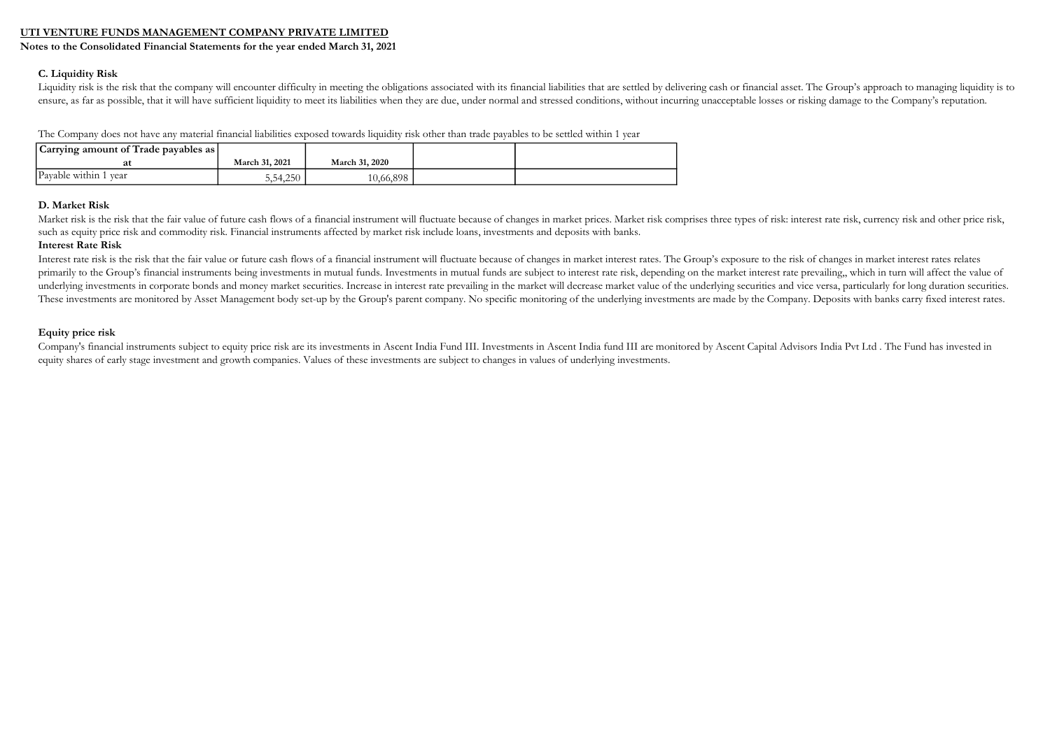**UTI VENTURE FUNDS MANAGEMENT COMPANY PRIVATE LIMITED**

**Notes to the Consolidated Financial Statements for the year ended March 31, 2021**

**C. Liquidity Risk**

Liquidity risk is the risk that the company will encounter difficulty in meeting the obligations associated with its financial liabilities that are settled by delivering cash or financial asset. The Group's approach to managing liquidity is to ensure, as far as possible, that it will have sufficient liquidity to meet its liabilities when they are due, under normal and stressed conditions, without incurring unacceptable losses or risking damage to the Company's reputation.

The Company does not have any material financial liabilities exposed towards liquidity risk other than trade payables to be settled within 1 year

| Carrying amount of Trade payables as at | March 31, 2021 | March 31, 2020 | | |
|---|---|---|---|---|
| Payable within 1 year | 5,54,250 | 10,66,898 | | |

**D. Market Risk**

Market risk is the risk that the fair value of future cash flows of a financial instrument will fluctuate because of changes in market prices. Market risk comprises three types of risk: interest rate risk, currency risk and other price risk, such as equity price risk and commodity risk. Financial instruments affected by market risk include loans, investments and deposits with banks.

**Interest Rate Risk**

Interest rate risk is the risk that the fair value or future cash flows of a financial instrument will fluctuate because of changes in market interest rates. The Group's exposure to the risk of changes in market interest rates relates primarily to the Group's financial instruments being investments in mutual funds. Investments in mutual funds are subject to interest rate risk, depending on the market interest rate prevailing,, which in turn will affect the value of underlying investments in corporate bonds and money market securities. Increase in interest rate prevailing in the market will decrease market value of the underlying securities and vice versa, particularly for long duration securities. These investments are monitored by Asset Management body set-up by the Group's parent company. No specific monitoring of the underlying investments are made by the Company. Deposits with banks carry fixed interest rates.

**Equity price risk**

Company's financial instruments subject to equity price risk are its investments in Ascent India Fund III. Investments in Ascent India fund III are monitored by Ascent Capital Advisors India Pvt Ltd . The Fund has invested in equity shares of early stage investment and growth companies. Values of these investments are subject to changes in values of underlying investments.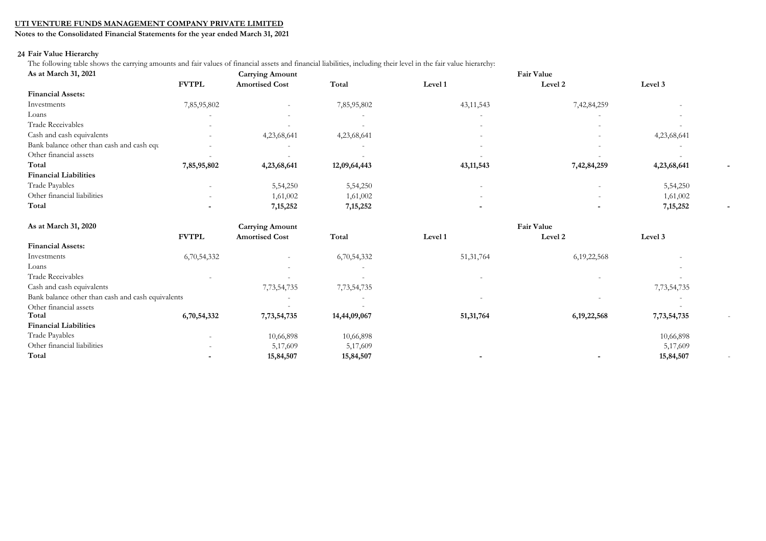**UTI VENTURE FUNDS MANAGEMENT COMPANY PRIVATE LIMITED**

**Notes to the Consolidated Financial Statements for the year ended March 31, 2021**

## 24 Fair Value Hierarchy

The following table shows the carrying amounts and fair values of financial assets and financial liabilities, including their level in the fair value hierarchy:

| As at March 31, 2021 | Carrying Amount | | | Fair Value | | | |
|---|---|---|---|---|---|---|---|
| | **FVTPL** | **Amortised Cost** | **Total** | **Level 1** | **Level 2** | **Level 3** | |
| **Financial Assets:** | | | | | | | |
| Investments | 7,85,95,802 | - | 7,85,95,802 | 43,11,543 | 7,42,84,259 | - | |
| Loans | - | - | - | - | - | - | |
| Trade Receivables | - | - | - | - | - | - | |
| Cash and cash equivalents | - | 4,23,68,641 | 4,23,68,641 | - | - | 4,23,68,641 | |
| Bank balance other than cash and cash equ | - | - | - | - | - | - | |
| Other financial assets | - | - | - | - | - | - | |
| **Total** | **7,85,95,802** | **4,23,68,641** | **12,09,64,443** | **43,11,543** | **7,42,84,259** | **4,23,68,641** | **-** |
| **Financial Liabilities** | | | | | | | |
| Trade Payables | - | 5,54,250 | 5,54,250 | - | - | 5,54,250 | |
| Other financial liabilities | - | 1,61,002 | 1,61,002 | - | - | 1,61,002 | |
| **Total** | **-** | **7,15,252** | **7,15,252** | **-** | **-** | **7,15,252** | **-** |

| As at March 31, 2020 | Carrying Amount | | | Fair Value | | | |
|---|---|---|---|---|---|---|---|
| | **FVTPL** | **Amortised Cost** | **Total** | **Level 1** | **Level 2** | **Level 3** | |
| **Financial Assets:** | | | | | | | |
| Investments | 6,70,54,332 | - | 6,70,54,332 | 51,31,764 | 6,19,22,568 | - | |
| Loans | | - | - | | | - | |
| Trade Receivables | - | - | - | - | - | - | |
| Cash and cash equivalents | | 7,73,54,735 | 7,73,54,735 | | | 7,73,54,735 | |
| Bank balance other than cash and cash equivalents | | - | - | - | - | - | |
| Other financial assets | | - | - | | | - | |
| **Total** | **6,70,54,332** | **7,73,54,735** | **14,44,09,067** | **51,31,764** | **6,19,22,568** | **7,73,54,735** | - |
| **Financial Liabilities** | | | | | | | |
| Trade Payables | - | 10,66,898 | 10,66,898 | | | 10,66,898 | |
| Other financial liabilities | - | 5,17,609 | 5,17,609 | | | 5,17,609 | |
| **Total** | **-** | **15,84,507** | **15,84,507** | **-** | **-** | **15,84,507** | - |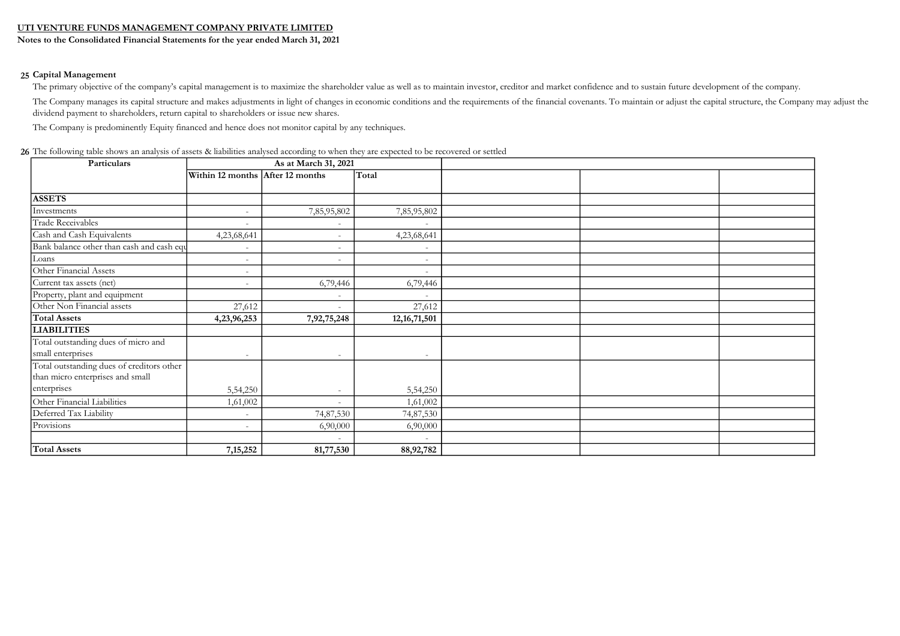**UTI VENTURE FUNDS MANAGEMENT COMPANY PRIVATE LIMITED**

**Notes to the Consolidated Financial Statements for the year ended March 31, 2021**

## 25 Capital Management

The primary objective of the company's capital management is to maximize the shareholder value as well as to maintain investor, creditor and market confidence and to sustain future development of the company.

The Company manages its capital structure and makes adjustments in light of changes in economic conditions and the requirements of the financial covenants. To maintain or adjust the capital structure, the Company may adjust the dividend payment to shareholders, return capital to shareholders or issue new shares.

The Company is predominently Equity financed and hence does not monitor capital by any techniques.

**26** The following table shows an analysis of assets & liabilities analysed according to when they are expected to be recovered or settled

| Particulars | As at March 31, 2021 | | | | | |
|---|---|---|---|---|---|---|
| | Within 12 months | After 12 months | Total | | | |
| **ASSETS** | | | | | | |
| Investments | - | 7,85,95,802 | 7,85,95,802 | | | |
| Trade Receivables | - | - | - | | | |
| Cash and Cash Equivalents | 4,23,68,641 | - | 4,23,68,641 | | | |
| Bank balance other than cash and cash equ | - | - | - | | | |
| Loans | - | - | - | | | |
| Other Financial Assets | - | | - | | | |
| Current tax assets (net) | - | 6,79,446 | 6,79,446 | | | |
| Property, plant and equipment | | - | - | | | |
| Other Non Financial assets | 27,612 | - | 27,612 | | | |
| **Total Assets** | **4,23,96,253** | **7,92,75,248** | **12,16,71,501** | | | |
| **LIABILITIES** | | | | | | |
| Total outstanding dues of micro and small enterprises | - | - | - | | | |
| Total outstanding dues of creditors other than micro enterprises and small enterprises | 5,54,250 | - | 5,54,250 | | | |
| Other Financial Liabilities | 1,61,002 | - | 1,61,002 | | | |
| Deferred Tax Liability | - | 74,87,530 | 74,87,530 | | | |
| Provisions | - | 6,90,000 | 6,90,000 | | | |
| | | - | - | | | |
| **Total Assets** | **7,15,252** | **81,77,530** | **88,92,782** | | | |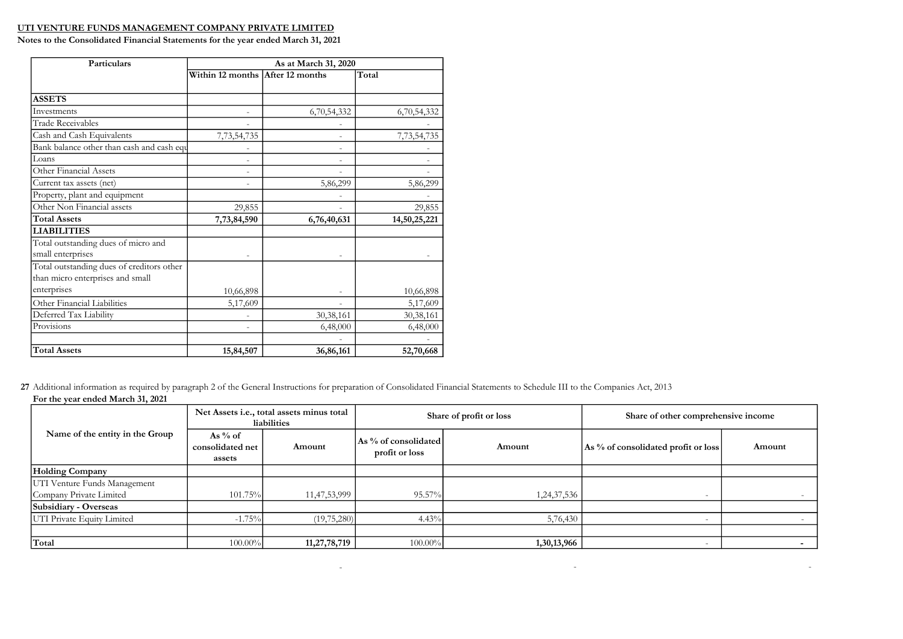**UTI VENTURE FUNDS MANAGEMENT COMPANY PRIVATE LIMITED**

**Notes to the Consolidated Financial Statements for the year ended March 31, 2021**

| Particulars | As at March 31, 2020 | | |
|---|---|---|---|
| | Within 12 months | After 12 months | Total |
| **ASSETS** | | | |
| Investments | - | 6,70,54,332 | 6,70,54,332 |
| Trade Receivables | - | - | - |
| Cash and Cash Equivalents | 7,73,54,735 | - | 7,73,54,735 |
| Bank balance other than cash and cash equ | - | - | - |
| Loans | - | - | - |
| Other Financial Assets | - | - | - |
| Current tax assets (net) | - | 5,86,299 | 5,86,299 |
| Property, plant and equipment | | - | - |
| Other Non Financial assets | 29,855 | - | 29,855 |
| **Total Assets** | **7,73,84,590** | **6,76,40,631** | **14,50,25,221** |
| **LIABILITIES** | | | |
| Total outstanding dues of micro and small enterprises | - | - | - |
| Total outstanding dues of creditors other than micro enterprises and small enterprises | 10,66,898 | - | 10,66,898 |
| Other Financial Liabilities | 5,17,609 | - | 5,17,609 |
| Deferred Tax Liability | - | 30,38,161 | 30,38,161 |
| Provisions | - | 6,48,000 | 6,48,000 |
| | | - | - |
| **Total Assets** | **15,84,507** | **36,86,161** | **52,70,668** |

**27** Additional information as required by paragraph 2 of the General Instructions for preparation of Consolidated Financial Statements to Schedule III to the Companies Act, 2013

**For the year ended March 31, 2021**

| Name of the entity in the Group | Net Assets i.e., total assets minus total liabilities | | Share of profit or loss | | Share of other comprehensive income | |
|---|---|---|---|---|---|---|
| | As % of consolidated net assets | Amount | As % of consolidated profit or loss | Amount | As % of consolidated profit or loss | Amount |
| **Holding Company** | | | | | | |
| UTI Venture Funds Management Company Private Limited | 101.75% | 11,47,53,999 | 95.57% | 1,24,37,536 | - | - |
| **Subsidiary - Overseas** | | | | | | |
| UTI Private Equity Limited | -1.75% | (19,75,280) | 4.43% | 5,76,430 | - | - |
| | | | | | | |
| **Total** | 100.00% | **11,27,78,719** | 100.00% | **1,30,13,966** | - | **-** |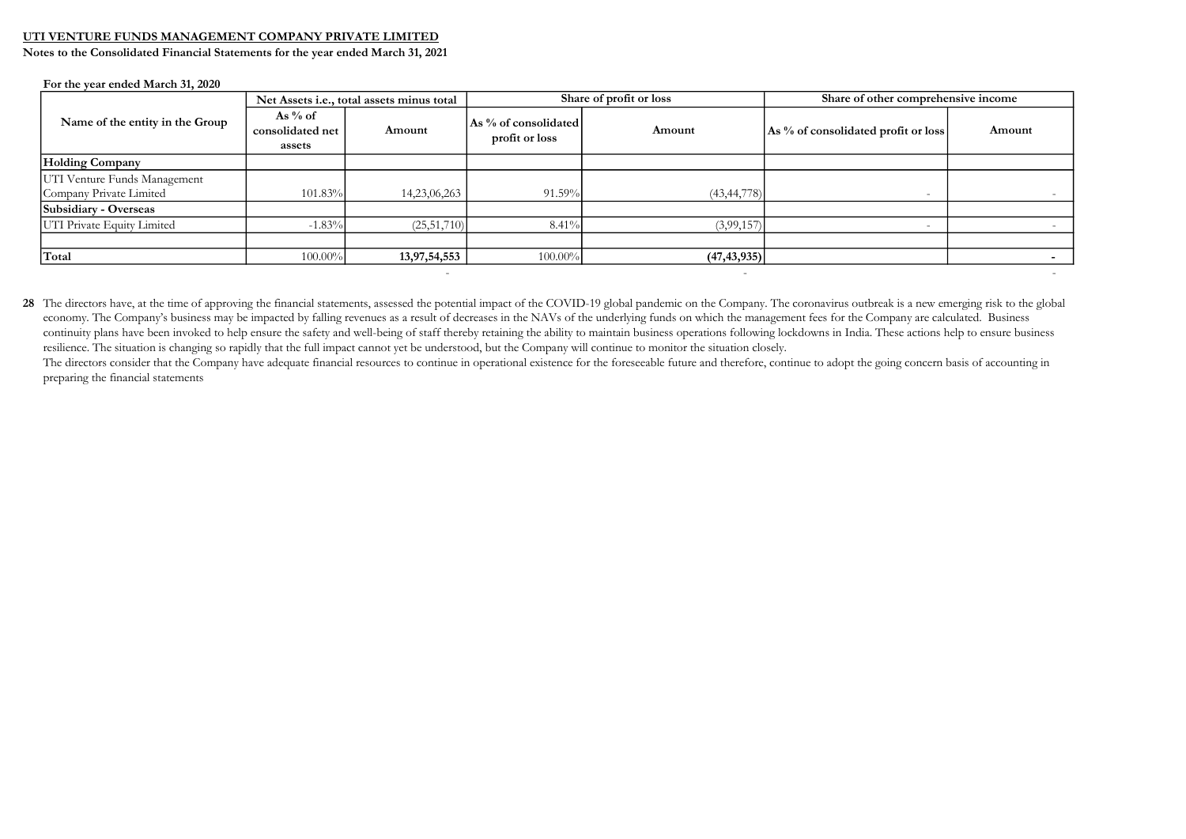**UTI VENTURE FUNDS MANAGEMENT COMPANY PRIVATE LIMITED**

**Notes to the Consolidated Financial Statements for the year ended March 31, 2021**

**For the year ended March 31, 2020**

| Name of the entity in the Group | Net Assets i.e., total assets minus total | | Share of profit or loss | | Share of other comprehensive income | |
|---|---|---|---|---|---|---|
| | As % of consolidated net assets | Amount | As % of consolidated profit or loss | Amount | As % of consolidated profit or loss | Amount |
| **Holding Company** | | | | | | |
| UTI Venture Funds Management Company Private Limited | 101.83% | 14,23,06,263 | 91.59% | (43,44,778) | - | - |
| **Subsidiary - Overseas** | | | | | | |
| UTI Private Equity Limited | -1.83% | (25,51,710) | 8.41% | (3,99,157) | - | - |
| | | | | | | |
| **Total** | 100.00% | **13,97,54,553** | 100.00% | **(47,43,935)** | | **-** |

**28** The directors have, at the time of approving the financial statements, assessed the potential impact of the COVID-19 global pandemic on the Company. The coronavirus outbreak is a new emerging risk to the global economy. The Company's business may be impacted by falling revenues as a result of decreases in the NAVs of the underlying funds on which the management fees for the Company are calculated. Business continuity plans have been invoked to help ensure the safety and well-being of staff thereby retaining the ability to maintain business operations following lockdowns in India. These actions help to ensure business resilience. The situation is changing so rapidly that the full impact cannot yet be understood, but the Company will continue to monitor the situation closely.

The directors consider that the Company have adequate financial resources to continue in operational existence for the foreseeable future and therefore, continue to adopt the going concern basis of accounting in preparing the financial statements